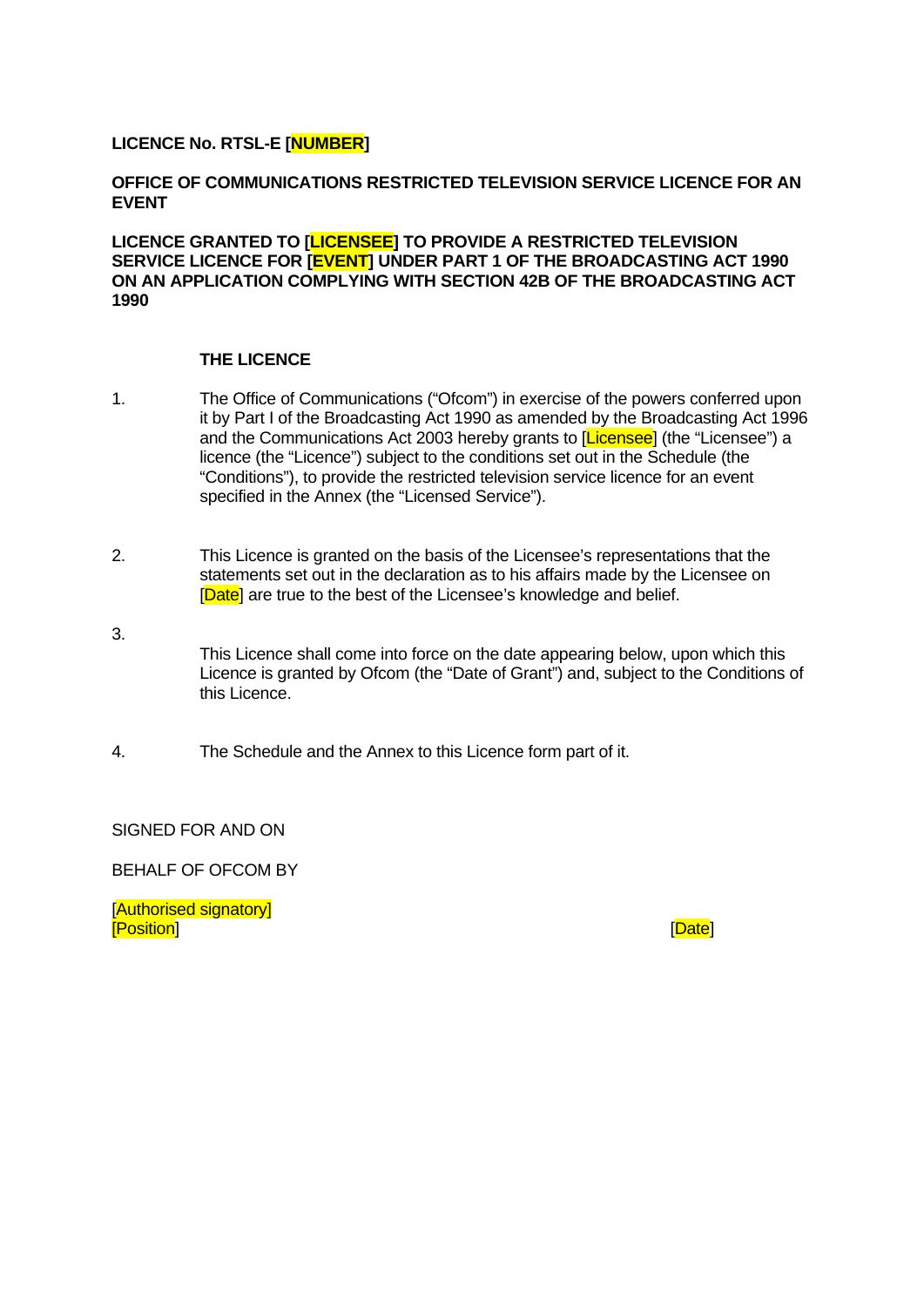**LICENCE No. RTSL-E [NUMBER]**

**OFFICE OF COMMUNICATIONS RESTRICTED TELEVISION SERVICE LICENCE FOR AN EVENT**

**LICENCE GRANTED TO [LICENSEE] TO PROVIDE A RESTRICTED TELEVISION SERVICE LICENCE FOR [EVENT] UNDER PART 1 OF THE BROADCASTING ACT 1990 ON AN APPLICATION COMPLYING WITH SECTION 42B OF THE BROADCASTING ACT 1990**

**THE LICENCE**

1. The Office of Communications ("Ofcom") in exercise of the powers conferred upon it by Part I of the Broadcasting Act 1990 as amended by the Broadcasting Act 1996 and the Communications Act 2003 hereby grants to [Licensee] (the "Licensee") a licence (the "Licence") subject to the conditions set out in the Schedule (the "Conditions"), to provide the restricted television service licence for an event specified in the Annex (the "Licensed Service").

2. This Licence is granted on the basis of the Licensee's representations that the statements set out in the declaration as to his affairs made by the Licensee on [Date] are true to the best of the Licensee's knowledge and belief.

3. This Licence shall come into force on the date appearing below, upon which this Licence is granted by Ofcom (the "Date of Grant") and, subject to the Conditions of this Licence.

4. The Schedule and the Annex to this Licence form part of it.

SIGNED FOR AND ON

BEHALF OF OFCOM BY

[Authorised signatory]
[Position] [Date]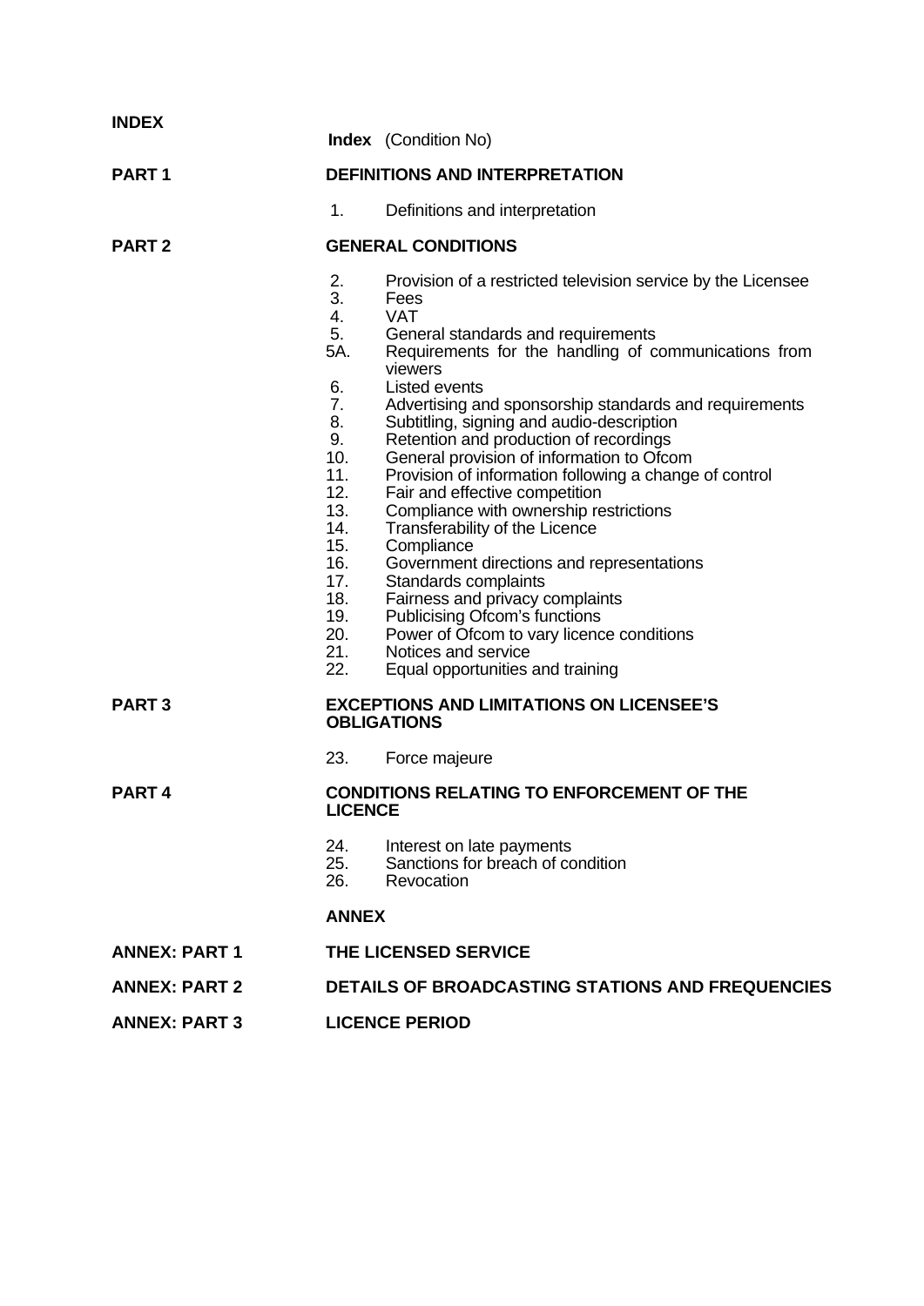**INDEX**

**Index** (Condition No)

**PART 1** **DEFINITIONS AND INTERPRETATION**

1. Definitions and interpretation

**PART 2** **GENERAL CONDITIONS**

2. Provision of a restricted television service by the Licensee
3. Fees
4. VAT
5. General standards and requirements

5A. Requirements for the handling of communications from viewers

6. Listed events
7. Advertising and sponsorship standards and requirements
8. Subtitling, signing and audio-description
9. Retention and production of recordings
10. General provision of information to Ofcom
11. Provision of information following a change of control
12. Fair and effective competition
13. Compliance with ownership restrictions
14. Transferability of the Licence
15. Compliance
16. Government directions and representations
17. Standards complaints
18. Fairness and privacy complaints
19. Publicising Ofcom's functions
20. Power of Ofcom to vary licence conditions
21. Notices and service
22. Equal opportunities and training

**PART 3** **EXCEPTIONS AND LIMITATIONS ON LICENSEE'S OBLIGATIONS**

23. Force majeure

**PART 4** **CONDITIONS RELATING TO ENFORCEMENT OF THE LICENCE**

24. Interest on late payments
25. Sanctions for breach of condition
26. Revocation

**ANNEX**

**ANNEX: PART 1** **THE LICENSED SERVICE**

**ANNEX: PART 2** **DETAILS OF BROADCASTING STATIONS AND FREQUENCIES**

**ANNEX: PART 3** **LICENCE PERIOD**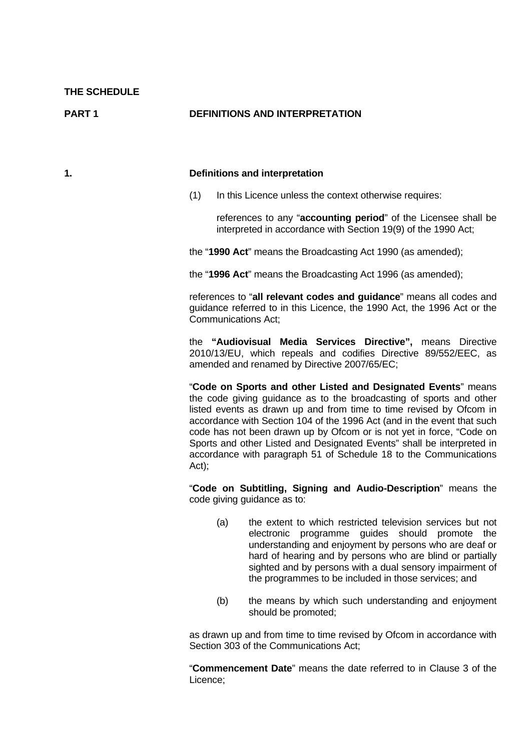**THE SCHEDULE**

**PART 1 DEFINITIONS AND INTERPRETATION**

**1. Definitions and interpretation**

(1) In this Licence unless the context otherwise requires:

references to any "**accounting period**" of the Licensee shall be interpreted in accordance with Section 19(9) of the 1990 Act;

the "**1990 Act**" means the Broadcasting Act 1990 (as amended);

the "**1996 Act**" means the Broadcasting Act 1996 (as amended);

references to "**all relevant codes and guidance**" means all codes and guidance referred to in this Licence, the 1990 Act, the 1996 Act or the Communications Act;

the **"Audiovisual Media Services Directive",** means Directive 2010/13/EU, which repeals and codifies Directive 89/552/EEC, as amended and renamed by Directive 2007/65/EC;

"**Code on Sports and other Listed and Designated Events**" means the code giving guidance as to the broadcasting of sports and other listed events as drawn up and from time to time revised by Ofcom in accordance with Section 104 of the 1996 Act (and in the event that such code has not been drawn up by Ofcom or is not yet in force, "Code on Sports and other Listed and Designated Events" shall be interpreted in accordance with paragraph 51 of Schedule 18 to the Communications Act);

"**Code on Subtitling, Signing and Audio-Description**" means the code giving guidance as to:

(a) the extent to which restricted television services but not electronic programme guides should promote the understanding and enjoyment by persons who are deaf or hard of hearing and by persons who are blind or partially sighted and by persons with a dual sensory impairment of the programmes to be included in those services; and

(b) the means by which such understanding and enjoyment should be promoted;

as drawn up and from time to time revised by Ofcom in accordance with Section 303 of the Communications Act;

"**Commencement Date**" means the date referred to in Clause 3 of the Licence;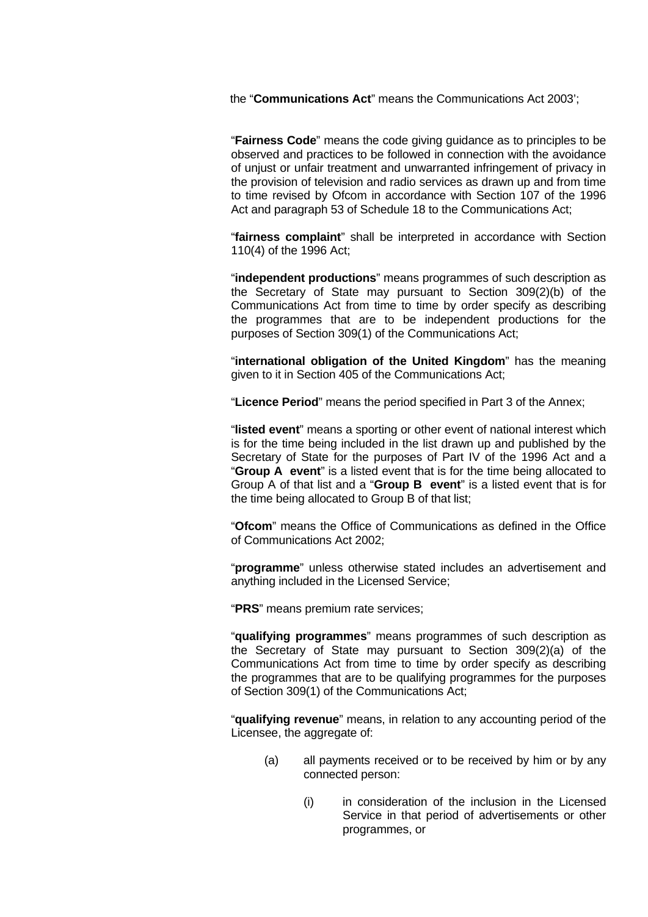the "**Communications Act**" means the Communications Act 2003';

"**Fairness Code**" means the code giving guidance as to principles to be observed and practices to be followed in connection with the avoidance of unjust or unfair treatment and unwarranted infringement of privacy in the provision of television and radio services as drawn up and from time to time revised by Ofcom in accordance with Section 107 of the 1996 Act and paragraph 53 of Schedule 18 to the Communications Act;

"**fairness complaint**" shall be interpreted in accordance with Section 110(4) of the 1996 Act;

"**independent productions**" means programmes of such description as the Secretary of State may pursuant to Section 309(2)(b) of the Communications Act from time to time by order specify as describing the programmes that are to be independent productions for the purposes of Section 309(1) of the Communications Act;

"**international obligation of the United Kingdom**" has the meaning given to it in Section 405 of the Communications Act;

"**Licence Period**" means the period specified in Part 3 of the Annex;

"**listed event**" means a sporting or other event of national interest which is for the time being included in the list drawn up and published by the Secretary of State for the purposes of Part IV of the 1996 Act and a "**Group A event**" is a listed event that is for the time being allocated to Group A of that list and a "**Group B event**" is a listed event that is for the time being allocated to Group B of that list;

"**Ofcom**" means the Office of Communications as defined in the Office of Communications Act 2002;

"**programme**" unless otherwise stated includes an advertisement and anything included in the Licensed Service;

"**PRS**" means premium rate services;

"**qualifying programmes**" means programmes of such description as the Secretary of State may pursuant to Section 309(2)(a) of the Communications Act from time to time by order specify as describing the programmes that are to be qualifying programmes for the purposes of Section 309(1) of the Communications Act;

"**qualifying revenue**" means, in relation to any accounting period of the Licensee, the aggregate of:

(a) all payments received or to be received by him or by any connected person:

(i) in consideration of the inclusion in the Licensed Service in that period of advertisements or other programmes, or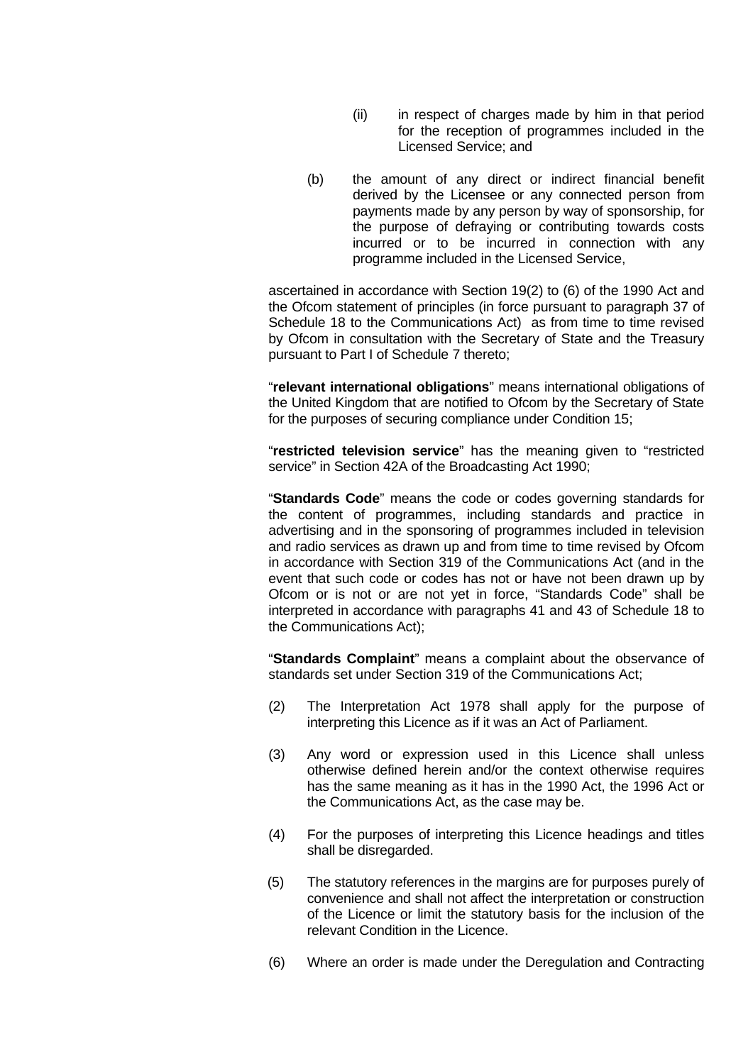(ii) in respect of charges made by him in that period for the reception of programmes included in the Licensed Service; and

(b) the amount of any direct or indirect financial benefit derived by the Licensee or any connected person from payments made by any person by way of sponsorship, for the purpose of defraying or contributing towards costs incurred or to be incurred in connection with any programme included in the Licensed Service,

ascertained in accordance with Section 19(2) to (6) of the 1990 Act and the Ofcom statement of principles (in force pursuant to paragraph 37 of Schedule 18 to the Communications Act) as from time to time revised by Ofcom in consultation with the Secretary of State and the Treasury pursuant to Part I of Schedule 7 thereto;

"**relevant international obligations**" means international obligations of the United Kingdom that are notified to Ofcom by the Secretary of State for the purposes of securing compliance under Condition 15;

"**restricted television service**" has the meaning given to "restricted service" in Section 42A of the Broadcasting Act 1990;

"**Standards Code**" means the code or codes governing standards for the content of programmes, including standards and practice in advertising and in the sponsoring of programmes included in television and radio services as drawn up and from time to time revised by Ofcom in accordance with Section 319 of the Communications Act (and in the event that such code or codes has not or have not been drawn up by Ofcom or is not or are not yet in force, "Standards Code" shall be interpreted in accordance with paragraphs 41 and 43 of Schedule 18 to the Communications Act);

"**Standards Complaint**" means a complaint about the observance of standards set under Section 319 of the Communications Act;

(2) The Interpretation Act 1978 shall apply for the purpose of interpreting this Licence as if it was an Act of Parliament.

(3) Any word or expression used in this Licence shall unless otherwise defined herein and/or the context otherwise requires has the same meaning as it has in the 1990 Act, the 1996 Act or the Communications Act, as the case may be.

(4) For the purposes of interpreting this Licence headings and titles shall be disregarded.

(5) The statutory references in the margins are for purposes purely of convenience and shall not affect the interpretation or construction of the Licence or limit the statutory basis for the inclusion of the relevant Condition in the Licence.

(6) Where an order is made under the Deregulation and Contracting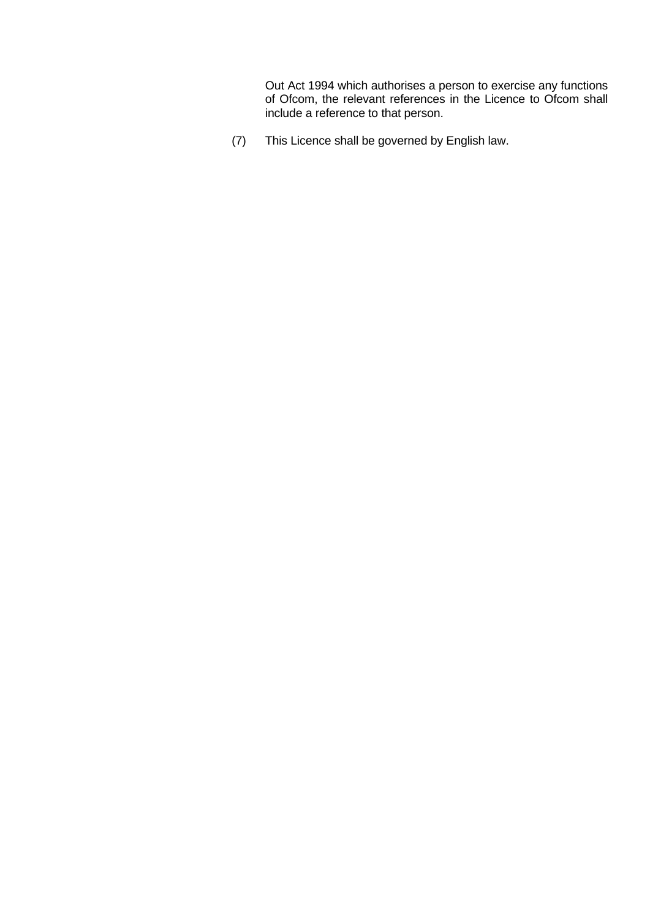Out Act 1994 which authorises a person to exercise any functions of Ofcom, the relevant references in the Licence to Ofcom shall include a reference to that person.

(7) This Licence shall be governed by English law.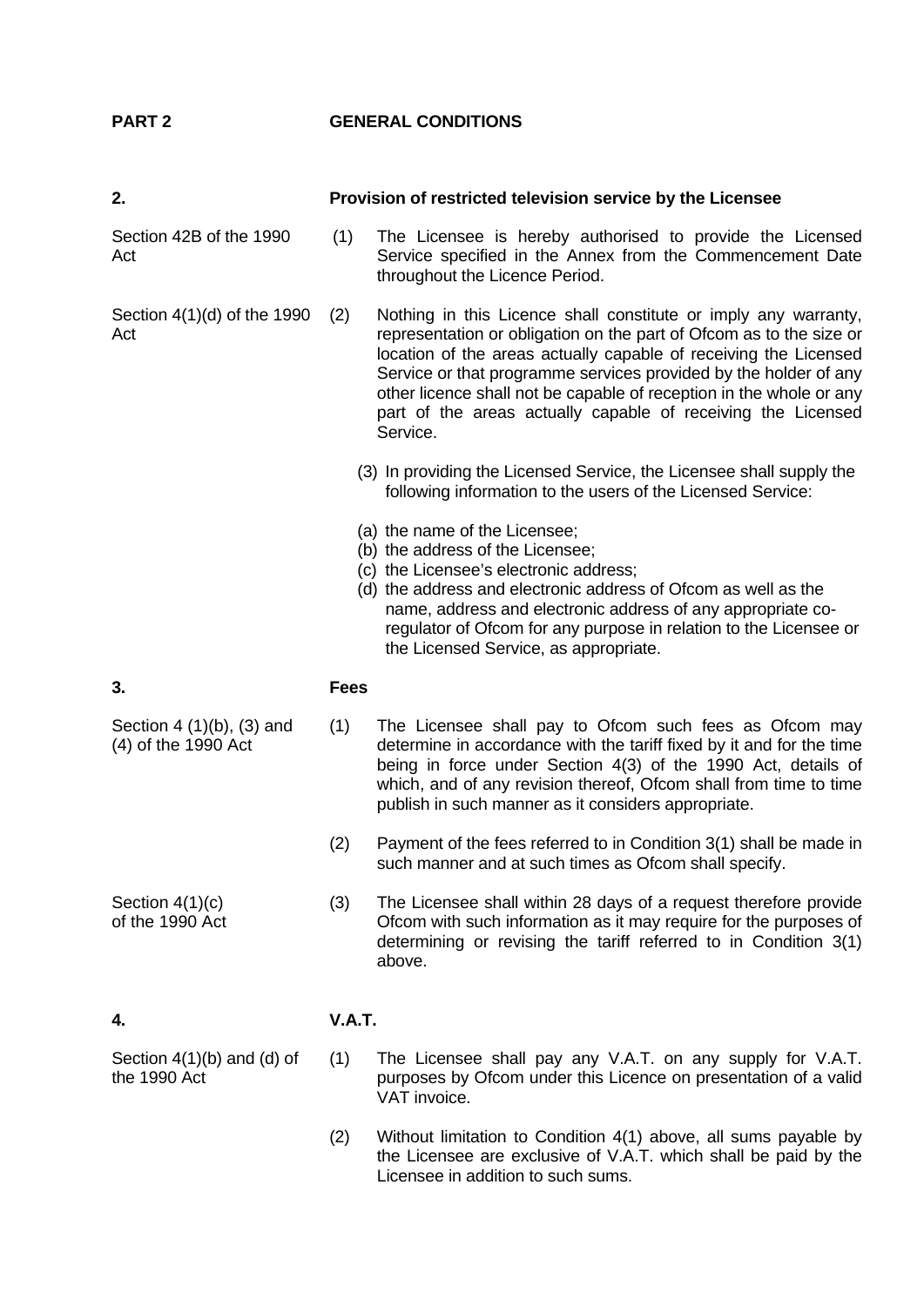## PART 2 GENERAL CONDITIONS

### 2. Provision of restricted television service by the Licensee

Section 42B of the 1990 Act

(1) The Licensee is hereby authorised to provide the Licensed Service specified in the Annex from the Commencement Date throughout the Licence Period.

Section 4(1)(d) of the 1990 Act

(2) Nothing in this Licence shall constitute or imply any warranty, representation or obligation on the part of Ofcom as to the size or location of the areas actually capable of receiving the Licensed Service or that programme services provided by the holder of any other licence shall not be capable of reception in the whole or any part of the areas actually capable of receiving the Licensed Service.

(3) In providing the Licensed Service, the Licensee shall supply the following information to the users of the Licensed Service:

(a) the name of the Licensee;
(b) the address of the Licensee;
(c) the Licensee's electronic address;
(d) the address and electronic address of Ofcom as well as the name, address and electronic address of any appropriate co-regulator of Ofcom for any purpose in relation to the Licensee or the Licensed Service, as appropriate.

### 3. Fees

Section 4 (1)(b), (3) and (4) of the 1990 Act

(1) The Licensee shall pay to Ofcom such fees as Ofcom may determine in accordance with the tariff fixed by it and for the time being in force under Section 4(3) of the 1990 Act, details of which, and of any revision thereof, Ofcom shall from time to time publish in such manner as it considers appropriate.

(2) Payment of the fees referred to in Condition 3(1) shall be made in such manner and at such times as Ofcom shall specify.

Section 4(1)(c) of the 1990 Act

(3) The Licensee shall within 28 days of a request therefore provide Ofcom with such information as it may require for the purposes of determining or revising the tariff referred to in Condition 3(1) above.

### 4. V.A.T.

Section 4(1)(b) and (d) of the 1990 Act

(1) The Licensee shall pay any V.A.T. on any supply for V.A.T. purposes by Ofcom under this Licence on presentation of a valid VAT invoice.

(2) Without limitation to Condition 4(1) above, all sums payable by the Licensee are exclusive of V.A.T. which shall be paid by the Licensee in addition to such sums.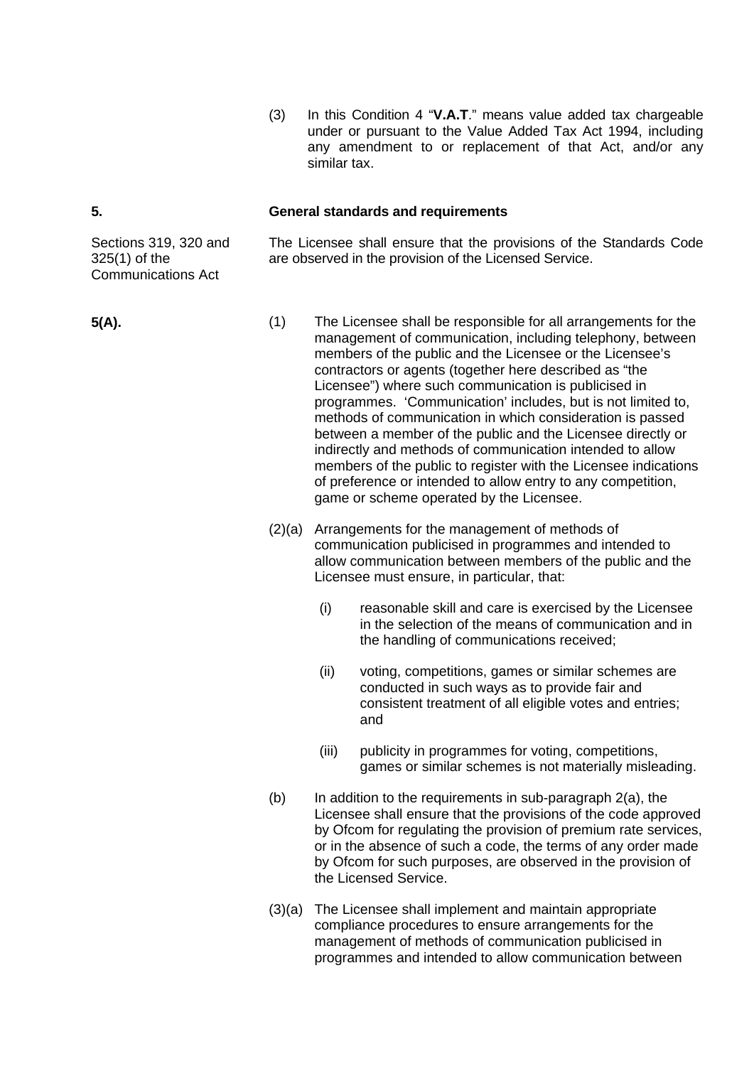(3) In this Condition 4 "**V.A.T**." means value added tax chargeable under or pursuant to the Value Added Tax Act 1994, including any amendment to or replacement of that Act, and/or any similar tax.

**5. General standards and requirements**

Sections 319, 320 and 325(1) of the Communications Act

The Licensee shall ensure that the provisions of the Standards Code are observed in the provision of the Licensed Service.

**5(A).**

(1) The Licensee shall be responsible for all arrangements for the management of communication, including telephony, between members of the public and the Licensee or the Licensee's contractors or agents (together here described as "the Licensee") where such communication is publicised in programmes. 'Communication' includes, but is not limited to, methods of communication in which consideration is passed between a member of the public and the Licensee directly or indirectly and methods of communication intended to allow members of the public to register with the Licensee indications of preference or intended to allow entry to any competition, game or scheme operated by the Licensee.

(2)(a) Arrangements for the management of methods of communication publicised in programmes and intended to allow communication between members of the public and the Licensee must ensure, in particular, that:

(i) reasonable skill and care is exercised by the Licensee in the selection of the means of communication and in the handling of communications received;

(ii) voting, competitions, games or similar schemes are conducted in such ways as to provide fair and consistent treatment of all eligible votes and entries; and

(iii) publicity in programmes for voting, competitions, games or similar schemes is not materially misleading.

(b) In addition to the requirements in sub-paragraph 2(a), the Licensee shall ensure that the provisions of the code approved by Ofcom for regulating the provision of premium rate services, or in the absence of such a code, the terms of any order made by Ofcom for such purposes, are observed in the provision of the Licensed Service.

(3)(a) The Licensee shall implement and maintain appropriate compliance procedures to ensure arrangements for the management of methods of communication publicised in programmes and intended to allow communication between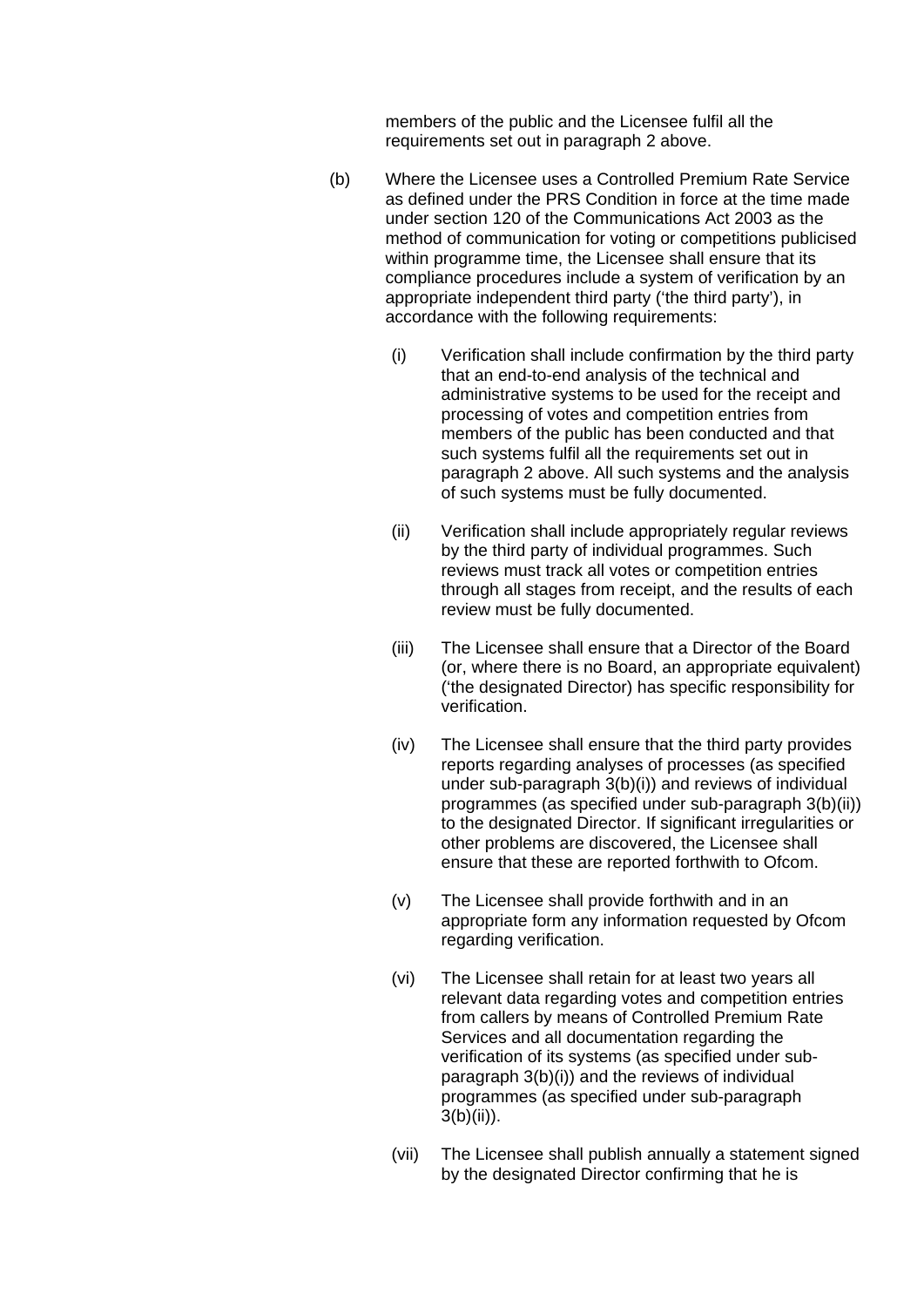members of the public and the Licensee fulfil all the requirements set out in paragraph 2 above.

(b) Where the Licensee uses a Controlled Premium Rate Service as defined under the PRS Condition in force at the time made under section 120 of the Communications Act 2003 as the method of communication for voting or competitions publicised within programme time, the Licensee shall ensure that its compliance procedures include a system of verification by an appropriate independent third party ('the third party'), in accordance with the following requirements:

  (i) Verification shall include confirmation by the third party that an end-to-end analysis of the technical and administrative systems to be used for the receipt and processing of votes and competition entries from members of the public has been conducted and that such systems fulfil all the requirements set out in paragraph 2 above. All such systems and the analysis of such systems must be fully documented.

  (ii) Verification shall include appropriately regular reviews by the third party of individual programmes. Such reviews must track all votes or competition entries through all stages from receipt, and the results of each review must be fully documented.

  (iii) The Licensee shall ensure that a Director of the Board (or, where there is no Board, an appropriate equivalent) ('the designated Director) has specific responsibility for verification.

  (iv) The Licensee shall ensure that the third party provides reports regarding analyses of processes (as specified under sub-paragraph 3(b)(i)) and reviews of individual programmes (as specified under sub-paragraph 3(b)(ii)) to the designated Director. If significant irregularities or other problems are discovered, the Licensee shall ensure that these are reported forthwith to Ofcom.

  (v) The Licensee shall provide forthwith and in an appropriate form any information requested by Ofcom regarding verification.

  (vi) The Licensee shall retain for at least two years all relevant data regarding votes and competition entries from callers by means of Controlled Premium Rate Services and all documentation regarding the verification of its systems (as specified under sub-paragraph 3(b)(i)) and the reviews of individual programmes (as specified under sub-paragraph 3(b)(ii)).

  (vii) The Licensee shall publish annually a statement signed by the designated Director confirming that he is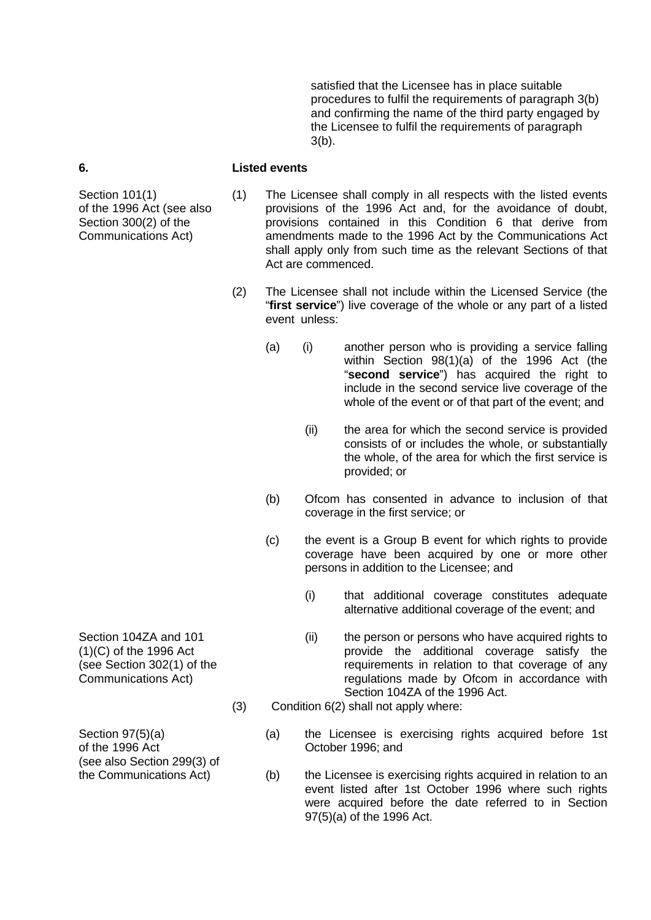satisfied that the Licensee has in place suitable procedures to fulfil the requirements of paragraph 3(b) and confirming the name of the third party engaged by the Licensee to fulfil the requirements of paragraph 3(b).

**6. Listed events**

Section 101(1) of the 1996 Act (see also Section 300(2) of the Communications Act)

(1) The Licensee shall comply in all respects with the listed events provisions of the 1996 Act and, for the avoidance of doubt, provisions contained in this Condition 6 that derive from amendments made to the 1996 Act by the Communications Act shall apply only from such time as the relevant Sections of that Act are commenced.

(2) The Licensee shall not include within the Licensed Service (the "**first service**") live coverage of the whole or any part of a listed event unless:

(a) (i) another person who is providing a service falling within Section 98(1)(a) of the 1996 Act (the "**second service**") has acquired the right to include in the second service live coverage of the whole of the event or of that part of the event; and

(ii) the area for which the second service is provided consists of or includes the whole, or substantially the whole, of the area for which the first service is provided; or

(b) Ofcom has consented in advance to inclusion of that coverage in the first service; or

(c) the event is a Group B event for which rights to provide coverage have been acquired by one or more other persons in addition to the Licensee; and

(i) that additional coverage constitutes adequate alternative additional coverage of the event; and

Section 104ZA and 101 (1)(C) of the 1996 Act (see Section 302(1) of the Communications Act)

(ii) the person or persons who have acquired rights to provide the additional coverage satisfy the requirements in relation to that coverage of any regulations made by Ofcom in accordance with Section 104ZA of the 1996 Act.

(3) Condition 6(2) shall not apply where:

Section 97(5)(a) of the 1996 Act (see also Section 299(3) of the Communications Act)

(a) the Licensee is exercising rights acquired before 1st October 1996; and

(b) the Licensee is exercising rights acquired in relation to an event listed after 1st October 1996 where such rights were acquired before the date referred to in Section 97(5)(a) of the 1996 Act.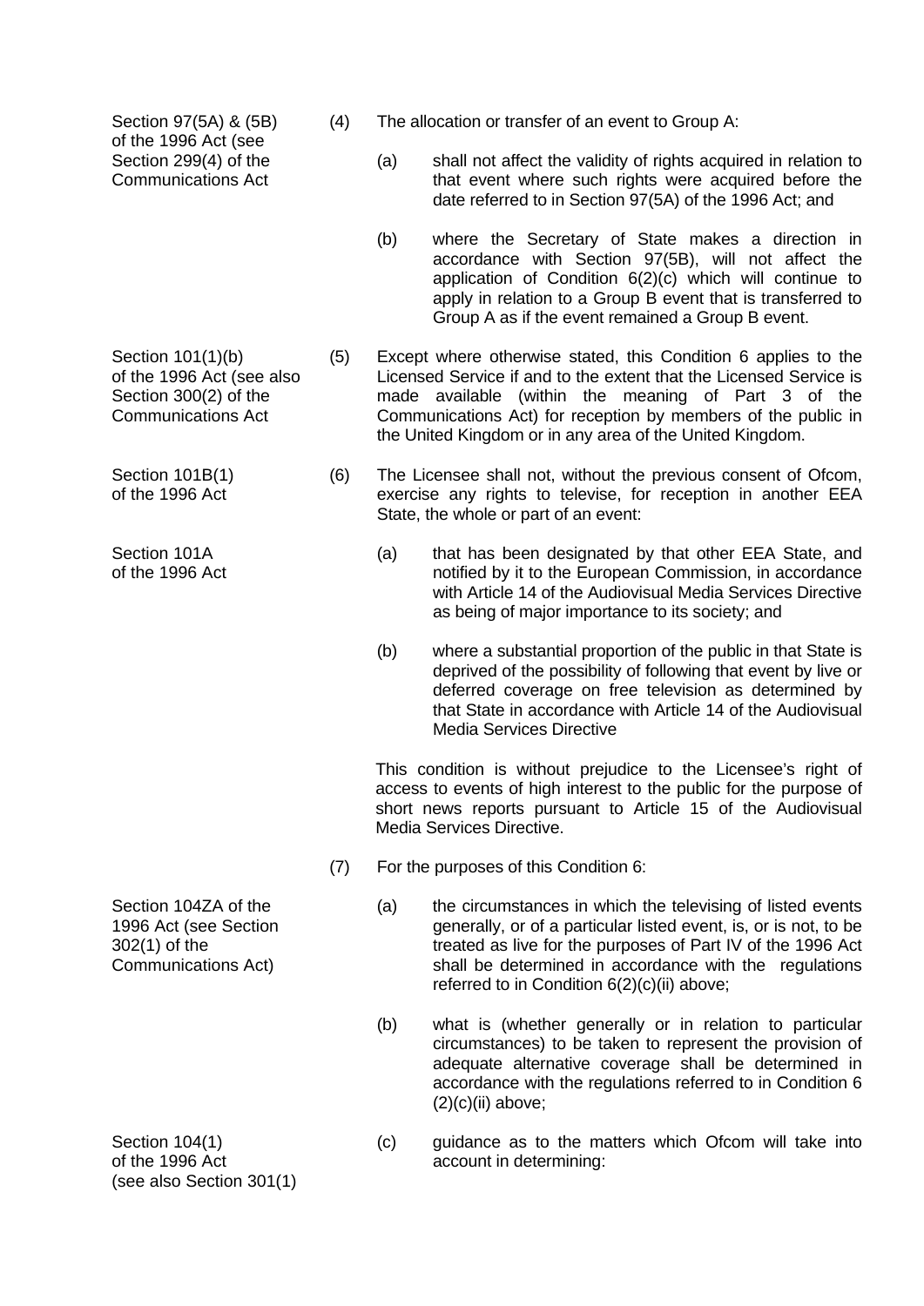Section 97(5A) & (5B) of the 1996 Act (see Section 299(4) of the Communications Act

(4) The allocation or transfer of an event to Group A:

(a) shall not affect the validity of rights acquired in relation to that event where such rights were acquired before the date referred to in Section 97(5A) of the 1996 Act; and

(b) where the Secretary of State makes a direction in accordance with Section 97(5B), will not affect the application of Condition 6(2)(c) which will continue to apply in relation to a Group B event that is transferred to Group A as if the event remained a Group B event.

Section 101(1)(b) of the 1996 Act (see also Section 300(2) of the Communications Act

(5) Except where otherwise stated, this Condition 6 applies to the Licensed Service if and to the extent that the Licensed Service is made available (within the meaning of Part 3 of the Communications Act) for reception by members of the public in the United Kingdom or in any area of the United Kingdom.

Section 101B(1) of the 1996 Act

(6) The Licensee shall not, without the previous consent of Ofcom, exercise any rights to televise, for reception in another EEA State, the whole or part of an event:

Section 101A of the 1996 Act

(a) that has been designated by that other EEA State, and notified by it to the European Commission, in accordance with Article 14 of the Audiovisual Media Services Directive as being of major importance to its society; and

(b) where a substantial proportion of the public in that State is deprived of the possibility of following that event by live or deferred coverage on free television as determined by that State in accordance with Article 14 of the Audiovisual Media Services Directive

This condition is without prejudice to the Licensee's right of access to events of high interest to the public for the purpose of short news reports pursuant to Article 15 of the Audiovisual Media Services Directive.

(7) For the purposes of this Condition 6:

Section 104ZA of the 1996 Act (see Section 302(1) of the Communications Act)

(a) the circumstances in which the televising of listed events generally, or of a particular listed event, is, or is not, to be treated as live for the purposes of Part IV of the 1996 Act shall be determined in accordance with the regulations referred to in Condition 6(2)(c)(ii) above;

(b) what is (whether generally or in relation to particular circumstances) to be taken to represent the provision of adequate alternative coverage shall be determined in accordance with the regulations referred to in Condition 6 (2)(c)(ii) above;

Section 104(1) of the 1996 Act (see also Section 301(1)

(c) guidance as to the matters which Ofcom will take into account in determining: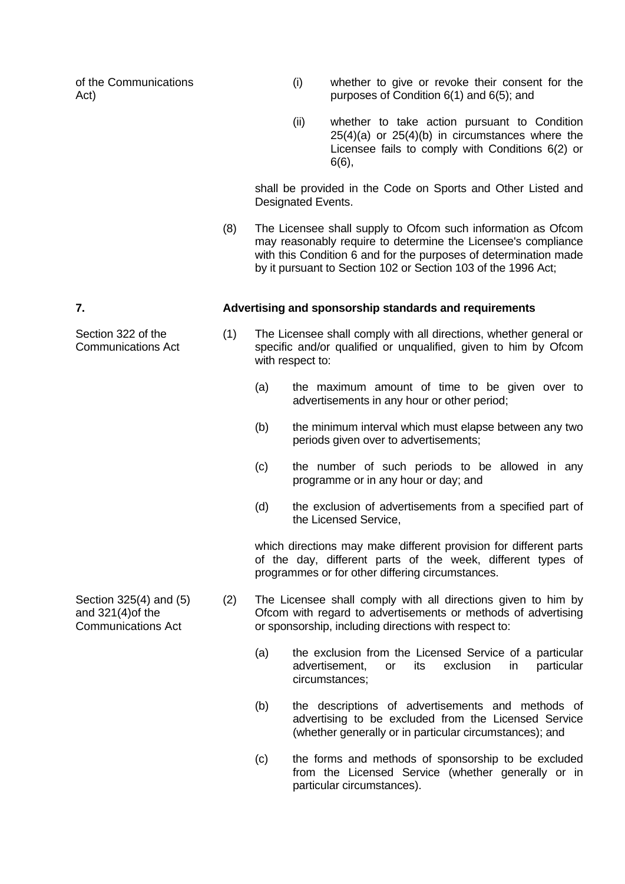of the Communications Act)

(i) whether to give or revoke their consent for the purposes of Condition 6(1) and 6(5); and

(ii) whether to take action pursuant to Condition 25(4)(a) or 25(4)(b) in circumstances where the Licensee fails to comply with Conditions 6(2) or 6(6),

shall be provided in the Code on Sports and Other Listed and Designated Events.

(8) The Licensee shall supply to Ofcom such information as Ofcom may reasonably require to determine the Licensee's compliance with this Condition 6 and for the purposes of determination made by it pursuant to Section 102 or Section 103 of the 1996 Act;

**7. Advertising and sponsorship standards and requirements**

Section 322 of the Communications Act

(1) The Licensee shall comply with all directions, whether general or specific and/or qualified or unqualified, given to him by Ofcom with respect to:

(a) the maximum amount of time to be given over to advertisements in any hour or other period;

(b) the minimum interval which must elapse between any two periods given over to advertisements;

(c) the number of such periods to be allowed in any programme or in any hour or day; and

(d) the exclusion of advertisements from a specified part of the Licensed Service,

which directions may make different provision for different parts of the day, different parts of the week, different types of programmes or for other differing circumstances.

Section 325(4) and (5) and 321(4)of the Communications Act

(2) The Licensee shall comply with all directions given to him by Ofcom with regard to advertisements or methods of advertising or sponsorship, including directions with respect to:

(a) the exclusion from the Licensed Service of a particular advertisement, or its exclusion in particular circumstances;

(b) the descriptions of advertisements and methods of advertising to be excluded from the Licensed Service (whether generally or in particular circumstances); and

(c) the forms and methods of sponsorship to be excluded from the Licensed Service (whether generally or in particular circumstances).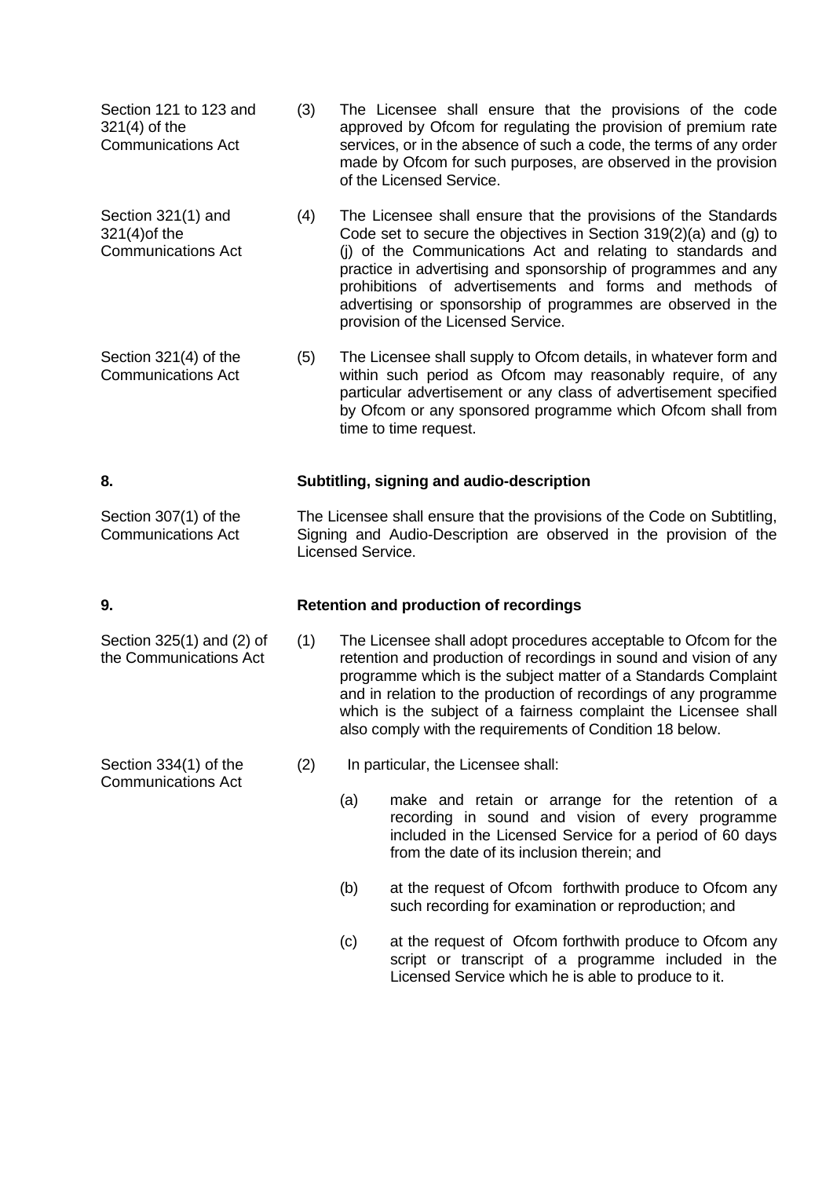Section 121 to 123 and 321(4) of the Communications Act

(3) The Licensee shall ensure that the provisions of the code approved by Ofcom for regulating the provision of premium rate services, or in the absence of such a code, the terms of any order made by Ofcom for such purposes, are observed in the provision of the Licensed Service.

Section 321(1) and 321(4)of the Communications Act

(4) The Licensee shall ensure that the provisions of the Standards Code set to secure the objectives in Section 319(2)(a) and (g) to (j) of the Communications Act and relating to standards and practice in advertising and sponsorship of programmes and any prohibitions of advertisements and forms and methods of advertising or sponsorship of programmes are observed in the provision of the Licensed Service.

Section 321(4) of the Communications Act

(5) The Licensee shall supply to Ofcom details, in whatever form and within such period as Ofcom may reasonably require, of any particular advertisement or any class of advertisement specified by Ofcom or any sponsored programme which Ofcom shall from time to time request.

## 8. Subtitling, signing and audio-description

Section 307(1) of the Communications Act

The Licensee shall ensure that the provisions of the Code on Subtitling, Signing and Audio-Description are observed in the provision of the Licensed Service.

## 9. Retention and production of recordings

Section 325(1) and (2) of the Communications Act

(1) The Licensee shall adopt procedures acceptable to Ofcom for the retention and production of recordings in sound and vision of any programme which is the subject matter of a Standards Complaint and in relation to the production of recordings of any programme which is the subject of a fairness complaint the Licensee shall also comply with the requirements of Condition 18 below.

Section 334(1) of the Communications Act

(2) In particular, the Licensee shall:

(a) make and retain or arrange for the retention of a recording in sound and vision of every programme included in the Licensed Service for a period of 60 days from the date of its inclusion therein; and

(b) at the request of Ofcom forthwith produce to Ofcom any such recording for examination or reproduction; and

(c) at the request of Ofcom forthwith produce to Ofcom any script or transcript of a programme included in the Licensed Service which he is able to produce to it.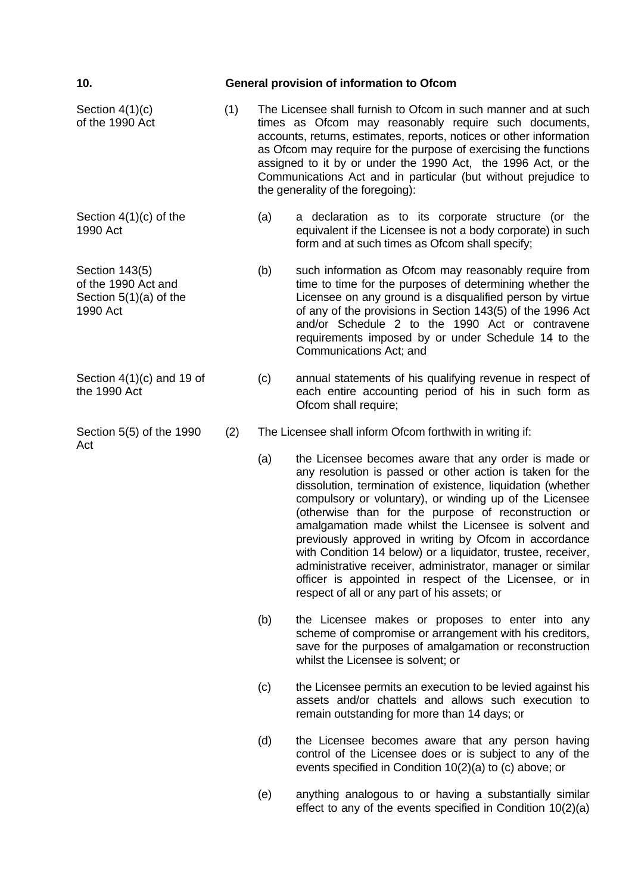## 10. General provision of information to Ofcom

Section 4(1)(c) of the 1990 Act

(1) The Licensee shall furnish to Ofcom in such manner and at such times as Ofcom may reasonably require such documents, accounts, returns, estimates, reports, notices or other information as Ofcom may require for the purpose of exercising the functions assigned to it by or under the 1990 Act, the 1996 Act, or the Communications Act and in particular (but without prejudice to the generality of the foregoing):

Section 4(1)(c) of the 1990 Act

(a) a declaration as to its corporate structure (or the equivalent if the Licensee is not a body corporate) in such form and at such times as Ofcom shall specify;

Section 143(5) of the 1990 Act and Section 5(1)(a) of the 1990 Act

(b) such information as Ofcom may reasonably require from time to time for the purposes of determining whether the Licensee on any ground is a disqualified person by virtue of any of the provisions in Section 143(5) of the 1996 Act and/or Schedule 2 to the 1990 Act or contravene requirements imposed by or under Schedule 14 to the Communications Act; and

Section 4(1)(c) and 19 of the 1990 Act

(c) annual statements of his qualifying revenue in respect of each entire accounting period of his in such form as Ofcom shall require;

Section 5(5) of the 1990 Act

(2) The Licensee shall inform Ofcom forthwith in writing if:

(a) the Licensee becomes aware that any order is made or any resolution is passed or other action is taken for the dissolution, termination of existence, liquidation (whether compulsory or voluntary), or winding up of the Licensee (otherwise than for the purpose of reconstruction or amalgamation made whilst the Licensee is solvent and previously approved in writing by Ofcom in accordance with Condition 14 below) or a liquidator, trustee, receiver, administrative receiver, administrator, manager or similar officer is appointed in respect of the Licensee, or in respect of all or any part of his assets; or

(b) the Licensee makes or proposes to enter into any scheme of compromise or arrangement with his creditors, save for the purposes of amalgamation or reconstruction whilst the Licensee is solvent; or

(c) the Licensee permits an execution to be levied against his assets and/or chattels and allows such execution to remain outstanding for more than 14 days; or

(d) the Licensee becomes aware that any person having control of the Licensee does or is subject to any of the events specified in Condition 10(2)(a) to (c) above; or

(e) anything analogous to or having a substantially similar effect to any of the events specified in Condition 10(2)(a)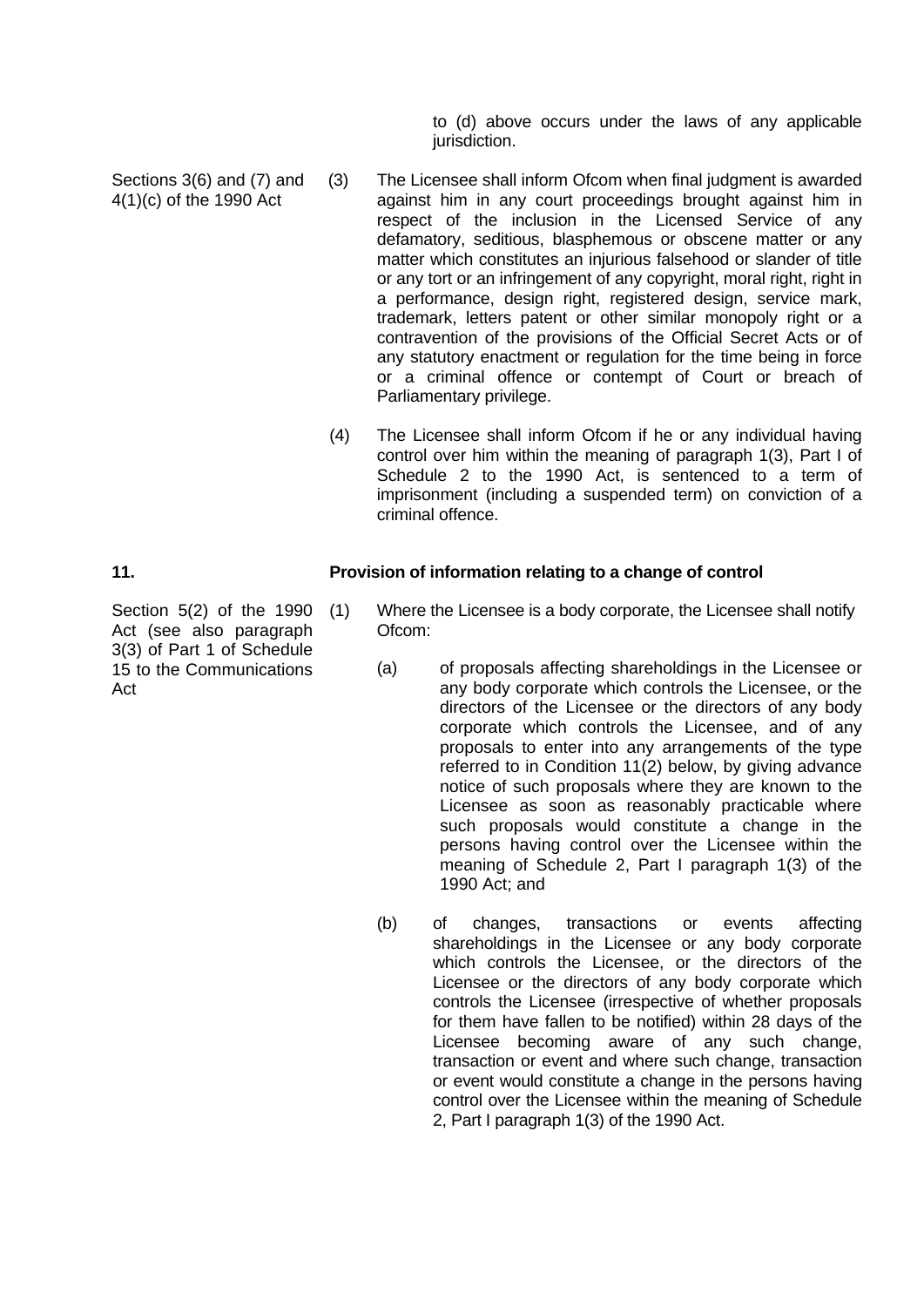to (d) above occurs under the laws of any applicable jurisdiction.

*Sections 3(6) and (7) and 4(1)(c) of the 1990 Act*

(3) The Licensee shall inform Ofcom when final judgment is awarded against him in any court proceedings brought against him in respect of the inclusion in the Licensed Service of any defamatory, seditious, blasphemous or obscene matter or any matter which constitutes an injurious falsehood or slander of title or any tort or an infringement of any copyright, moral right, right in a performance, design right, registered design, service mark, trademark, letters patent or other similar monopoly right or a contravention of the provisions of the Official Secret Acts or of any statutory enactment or regulation for the time being in force or a criminal offence or contempt of Court or breach of Parliamentary privilege.

(4) The Licensee shall inform Ofcom if he or any individual having control over him within the meaning of paragraph 1(3), Part I of Schedule 2 to the 1990 Act, is sentenced to a term of imprisonment (including a suspended term) on conviction of a criminal offence.

## 11. Provision of information relating to a change of control

*Section 5(2) of the 1990 Act (see also paragraph 3(3) of Part 1 of Schedule 15 to the Communications Act*

(1) Where the Licensee is a body corporate, the Licensee shall notify Ofcom:

(a) of proposals affecting shareholdings in the Licensee or any body corporate which controls the Licensee, or the directors of the Licensee or the directors of any body corporate which controls the Licensee, and of any proposals to enter into any arrangements of the type referred to in Condition 11(2) below, by giving advance notice of such proposals where they are known to the Licensee as soon as reasonably practicable where such proposals would constitute a change in the persons having control over the Licensee within the meaning of Schedule 2, Part I paragraph 1(3) of the 1990 Act; and

(b) of changes, transactions or events affecting shareholdings in the Licensee or any body corporate which controls the Licensee, or the directors of the Licensee or the directors of any body corporate which controls the Licensee (irrespective of whether proposals for them have fallen to be notified) within 28 days of the Licensee becoming aware of any such change, transaction or event and where such change, transaction or event would constitute a change in the persons having control over the Licensee within the meaning of Schedule 2, Part I paragraph 1(3) of the 1990 Act.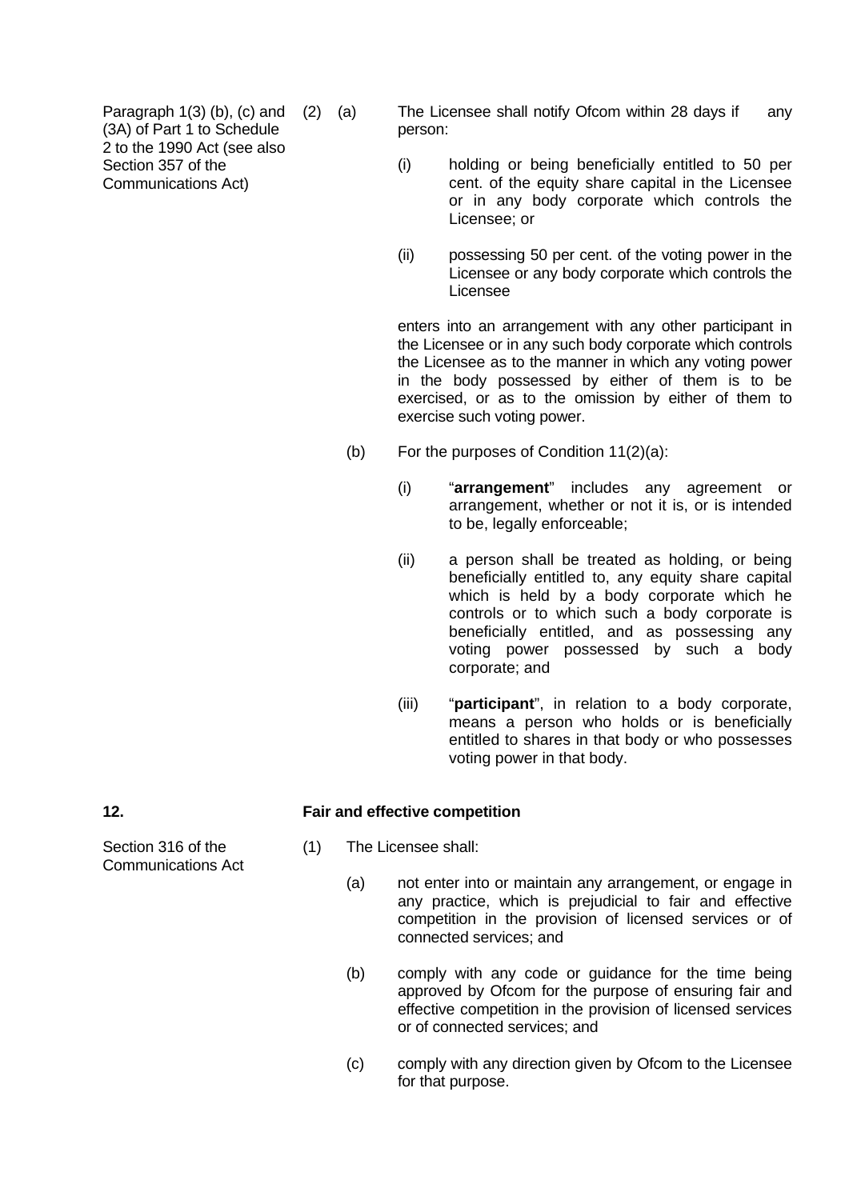Paragraph 1(3) (b), (c) and (3A) of Part 1 to Schedule 2 to the 1990 Act (see also Section 357 of the Communications Act)

(2) (a) The Licensee shall notify Ofcom within 28 days if any person:

(i) holding or being beneficially entitled to 50 per cent. of the equity share capital in the Licensee or in any body corporate which controls the Licensee; or

(ii) possessing 50 per cent. of the voting power in the Licensee or any body corporate which controls the Licensee

enters into an arrangement with any other participant in the Licensee or in any such body corporate which controls the Licensee as to the manner in which any voting power in the body possessed by either of them is to be exercised, or as to the omission by either of them to exercise such voting power.

(b) For the purposes of Condition 11(2)(a):

(i) "**arrangement**" includes any agreement or arrangement, whether or not it is, or is intended to be, legally enforceable;

(ii) a person shall be treated as holding, or being beneficially entitled to, any equity share capital which is held by a body corporate which he controls or to which such a body corporate is beneficially entitled, and as possessing any voting power possessed by such a body corporate; and

(iii) "**participant**", in relation to a body corporate, means a person who holds or is beneficially entitled to shares in that body or who possesses voting power in that body.

## 12. Fair and effective competition

Section 316 of the Communications Act

(1) The Licensee shall:

(a) not enter into or maintain any arrangement, or engage in any practice, which is prejudicial to fair and effective competition in the provision of licensed services or of connected services; and

(b) comply with any code or guidance for the time being approved by Ofcom for the purpose of ensuring fair and effective competition in the provision of licensed services or of connected services; and

(c) comply with any direction given by Ofcom to the Licensee for that purpose.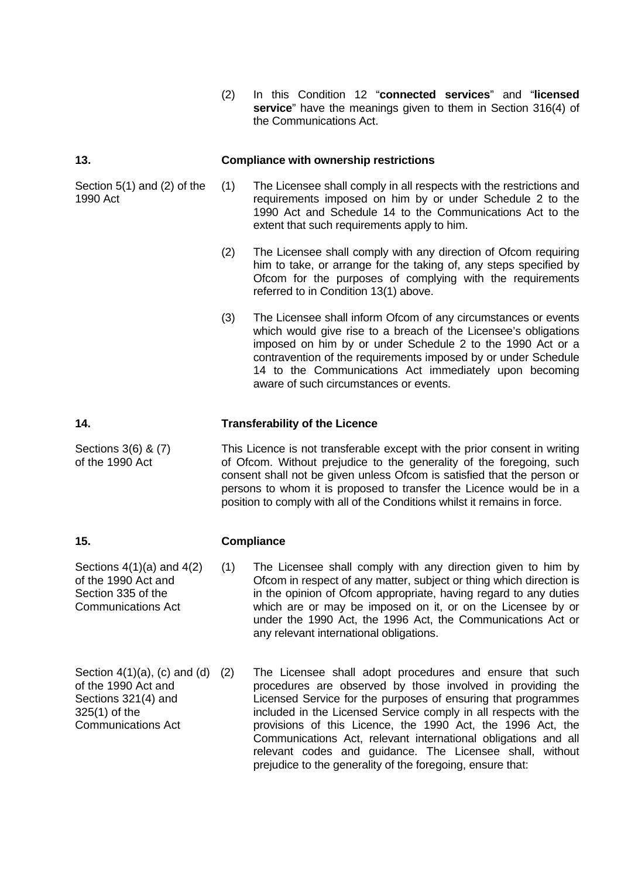(2) In this Condition 12 "**connected services**" and "**licensed service**" have the meanings given to them in Section 316(4) of the Communications Act.

## 13. Compliance with ownership restrictions

*Section 5(1) and (2) of the 1990 Act*

(1) The Licensee shall comply in all respects with the restrictions and requirements imposed on him by or under Schedule 2 to the 1990 Act and Schedule 14 to the Communications Act to the extent that such requirements apply to him.

(2) The Licensee shall comply with any direction of Ofcom requiring him to take, or arrange for the taking of, any steps specified by Ofcom for the purposes of complying with the requirements referred to in Condition 13(1) above.

(3) The Licensee shall inform Ofcom of any circumstances or events which would give rise to a breach of the Licensee's obligations imposed on him by or under Schedule 2 to the 1990 Act or a contravention of the requirements imposed by or under Schedule 14 to the Communications Act immediately upon becoming aware of such circumstances or events.

## 14. Transferability of the Licence

*Sections 3(6) & (7) of the 1990 Act*

This Licence is not transferable except with the prior consent in writing of Ofcom. Without prejudice to the generality of the foregoing, such consent shall not be given unless Ofcom is satisfied that the person or persons to whom it is proposed to transfer the Licence would be in a position to comply with all of the Conditions whilst it remains in force.

## 15. Compliance

*Sections 4(1)(a) and 4(2) of the 1990 Act and Section 335 of the Communications Act*

(1) The Licensee shall comply with any direction given to him by Ofcom in respect of any matter, subject or thing which direction is in the opinion of Ofcom appropriate, having regard to any duties which are or may be imposed on it, or on the Licensee by or under the 1990 Act, the 1996 Act, the Communications Act or any relevant international obligations.

*Section 4(1)(a), (c) and (d) of the 1990 Act and Sections 321(4) and 325(1) of the Communications Act*

(2) The Licensee shall adopt procedures and ensure that such procedures are observed by those involved in providing the Licensed Service for the purposes of ensuring that programmes included in the Licensed Service comply in all respects with the provisions of this Licence, the 1990 Act, the 1996 Act, the Communications Act, relevant international obligations and all relevant codes and guidance. The Licensee shall, without prejudice to the generality of the foregoing, ensure that: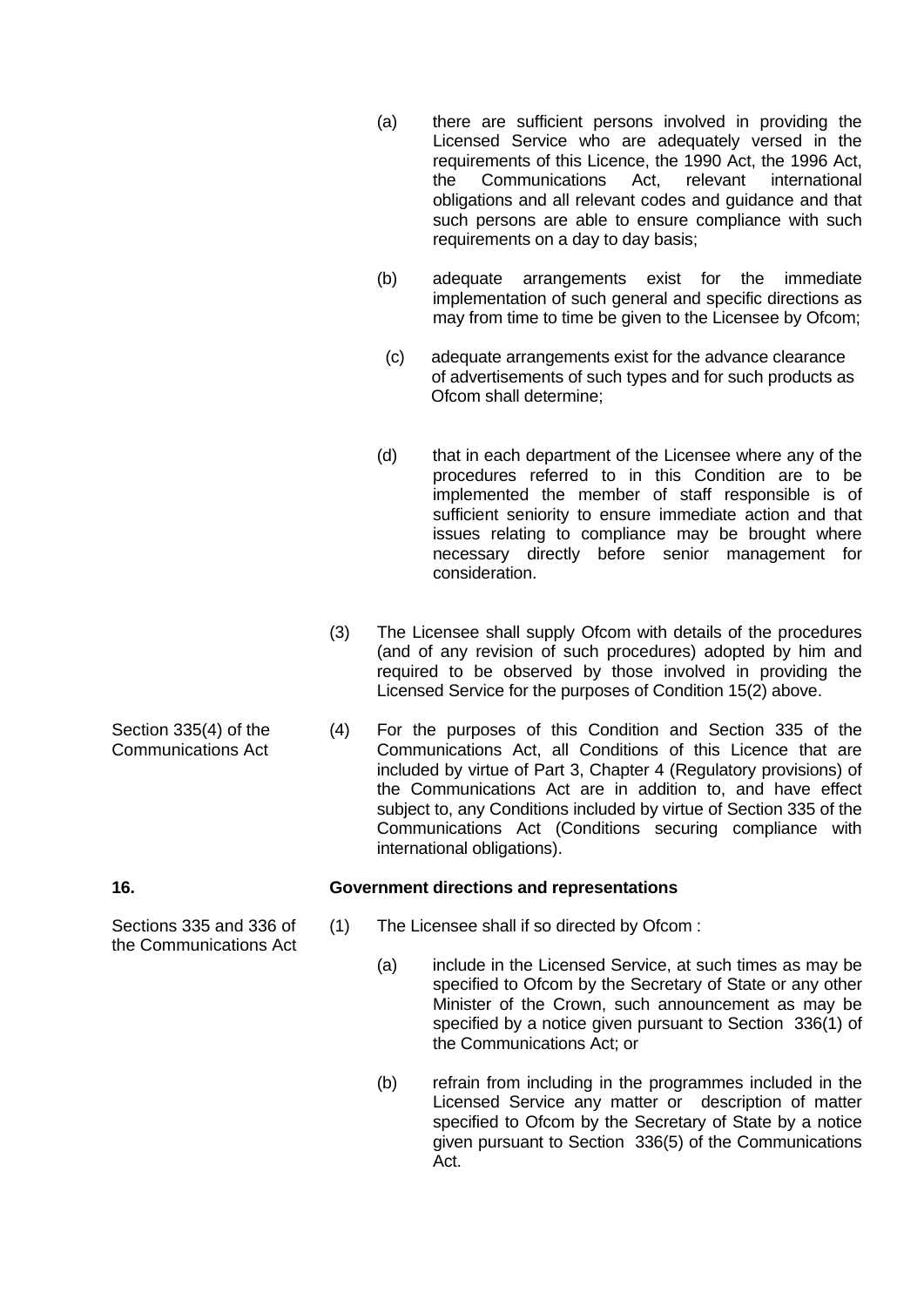(a) there are sufficient persons involved in providing the Licensed Service who are adequately versed in the requirements of this Licence, the 1990 Act, the 1996 Act, the Communications Act, relevant international obligations and all relevant codes and guidance and that such persons are able to ensure compliance with such requirements on a day to day basis;

(b) adequate arrangements exist for the immediate implementation of such general and specific directions as may from time to time be given to the Licensee by Ofcom;

(c) adequate arrangements exist for the advance clearance of advertisements of such types and for such products as Ofcom shall determine;

(d) that in each department of the Licensee where any of the procedures referred to in this Condition are to be implemented the member of staff responsible is of sufficient seniority to ensure immediate action and that issues relating to compliance may be brought where necessary directly before senior management for consideration.

(3) The Licensee shall supply Ofcom with details of the procedures (and of any revision of such procedures) adopted by him and required to be observed by those involved in providing the Licensed Service for the purposes of Condition 15(2) above.

*Section 335(4) of the Communications Act*

(4) For the purposes of this Condition and Section 335 of the Communications Act, all Conditions of this Licence that are included by virtue of Part 3, Chapter 4 (Regulatory provisions) of the Communications Act are in addition to, and have effect subject to, any Conditions included by virtue of Section 335 of the Communications Act (Conditions securing compliance with international obligations).

**16. Government directions and representations**

*Sections 335 and 336 of the Communications Act*

(1) The Licensee shall if so directed by Ofcom :

(a) include in the Licensed Service, at such times as may be specified to Ofcom by the Secretary of State or any other Minister of the Crown, such announcement as may be specified by a notice given pursuant to Section 336(1) of the Communications Act; or

(b) refrain from including in the programmes included in the Licensed Service any matter or description of matter specified to Ofcom by the Secretary of State by a notice given pursuant to Section 336(5) of the Communications Act.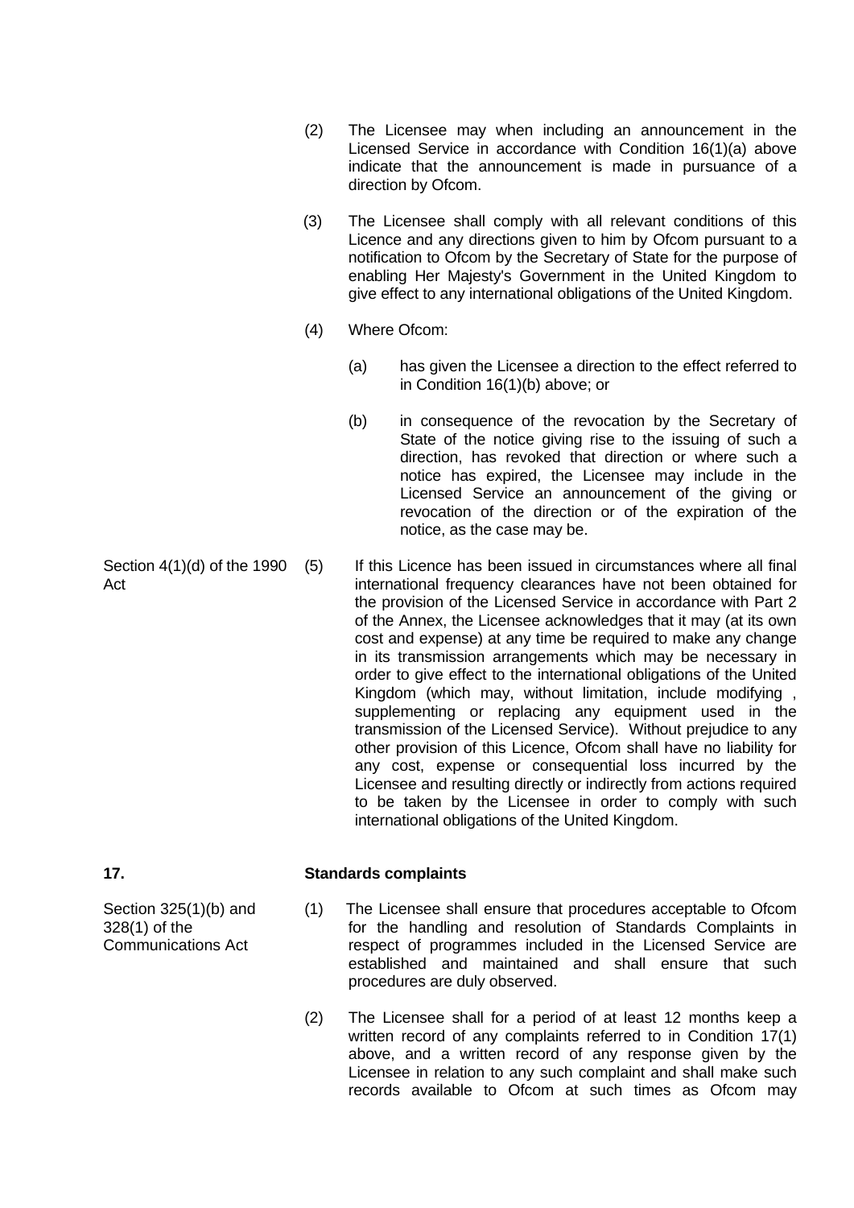(2) The Licensee may when including an announcement in the Licensed Service in accordance with Condition 16(1)(a) above indicate that the announcement is made in pursuance of a direction by Ofcom.

(3) The Licensee shall comply with all relevant conditions of this Licence and any directions given to him by Ofcom pursuant to a notification to Ofcom by the Secretary of State for the purpose of enabling Her Majesty's Government in the United Kingdom to give effect to any international obligations of the United Kingdom.

(4) Where Ofcom:

(a) has given the Licensee a direction to the effect referred to in Condition 16(1)(b) above; or

(b) in consequence of the revocation by the Secretary of State of the notice giving rise to the issuing of such a direction, has revoked that direction or where such a notice has expired, the Licensee may include in the Licensed Service an announcement of the giving or revocation of the direction or of the expiration of the notice, as the case may be.

Section 4(1)(d) of the 1990 Act

(5) If this Licence has been issued in circumstances where all final international frequency clearances have not been obtained for the provision of the Licensed Service in accordance with Part 2 of the Annex, the Licensee acknowledges that it may (at its own cost and expense) at any time be required to make any change in its transmission arrangements which may be necessary in order to give effect to the international obligations of the United Kingdom (which may, without limitation, include modifying , supplementing or replacing any equipment used in the transmission of the Licensed Service). Without prejudice to any other provision of this Licence, Ofcom shall have no liability for any cost, expense or consequential loss incurred by the Licensee and resulting directly or indirectly from actions required to be taken by the Licensee in order to comply with such international obligations of the United Kingdom.

## 17. Standards complaints

Section 325(1)(b) and 328(1) of the Communications Act

(1) The Licensee shall ensure that procedures acceptable to Ofcom for the handling and resolution of Standards Complaints in respect of programmes included in the Licensed Service are established and maintained and shall ensure that such procedures are duly observed.

(2) The Licensee shall for a period of at least 12 months keep a written record of any complaints referred to in Condition 17(1) above, and a written record of any response given by the Licensee in relation to any such complaint and shall make such records available to Ofcom at such times as Ofcom may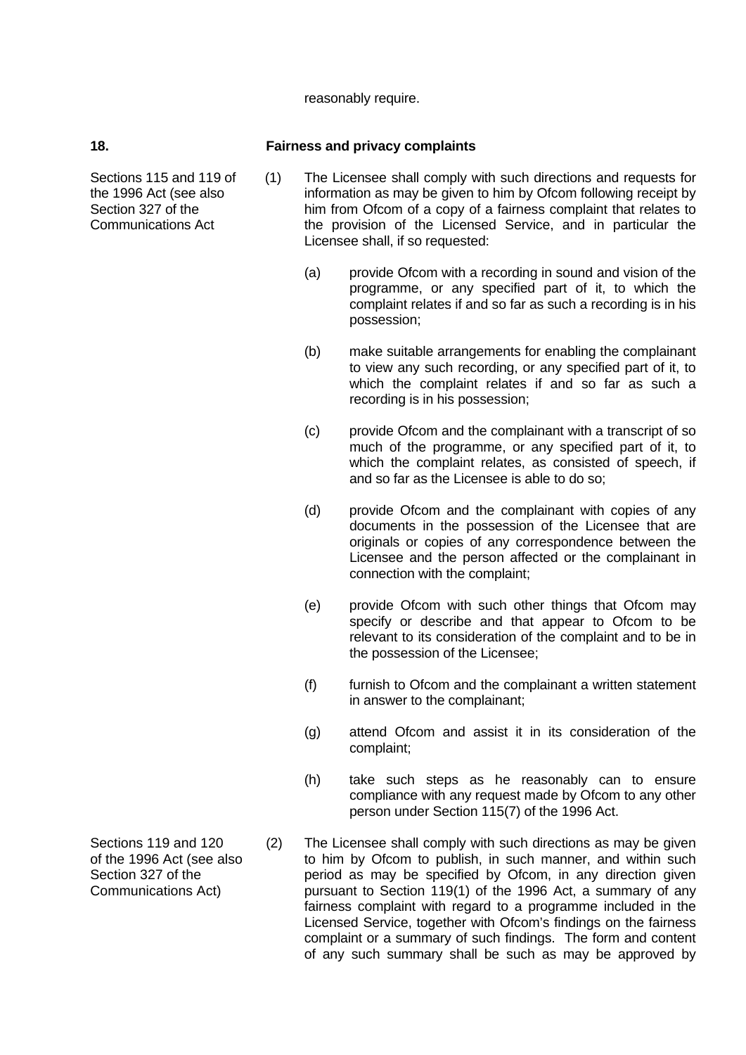reasonably require.

## 18. Fairness and privacy complaints

Sections 115 and 119 of the 1996 Act (see also Section 327 of the Communications Act

(1) The Licensee shall comply with such directions and requests for information as may be given to him by Ofcom following receipt by him from Ofcom of a copy of a fairness complaint that relates to the provision of the Licensed Service, and in particular the Licensee shall, if so requested:

(a) provide Ofcom with a recording in sound and vision of the programme, or any specified part of it, to which the complaint relates if and so far as such a recording is in his possession;

(b) make suitable arrangements for enabling the complainant to view any such recording, or any specified part of it, to which the complaint relates if and so far as such a recording is in his possession;

(c) provide Ofcom and the complainant with a transcript of so much of the programme, or any specified part of it, to which the complaint relates, as consisted of speech, if and so far as the Licensee is able to do so;

(d) provide Ofcom and the complainant with copies of any documents in the possession of the Licensee that are originals or copies of any correspondence between the Licensee and the person affected or the complainant in connection with the complaint;

(e) provide Ofcom with such other things that Ofcom may specify or describe and that appear to Ofcom to be relevant to its consideration of the complaint and to be in the possession of the Licensee;

(f) furnish to Ofcom and the complainant a written statement in answer to the complainant;

(g) attend Ofcom and assist it in its consideration of the complaint;

(h) take such steps as he reasonably can to ensure compliance with any request made by Ofcom to any other person under Section 115(7) of the 1996 Act.

Sections 119 and 120 of the 1996 Act (see also Section 327 of the Communications Act)

(2) The Licensee shall comply with such directions as may be given to him by Ofcom to publish, in such manner, and within such period as may be specified by Ofcom, in any direction given pursuant to Section 119(1) of the 1996 Act, a summary of any fairness complaint with regard to a programme included in the Licensed Service, together with Ofcom's findings on the fairness complaint or a summary of such findings. The form and content of any such summary shall be such as may be approved by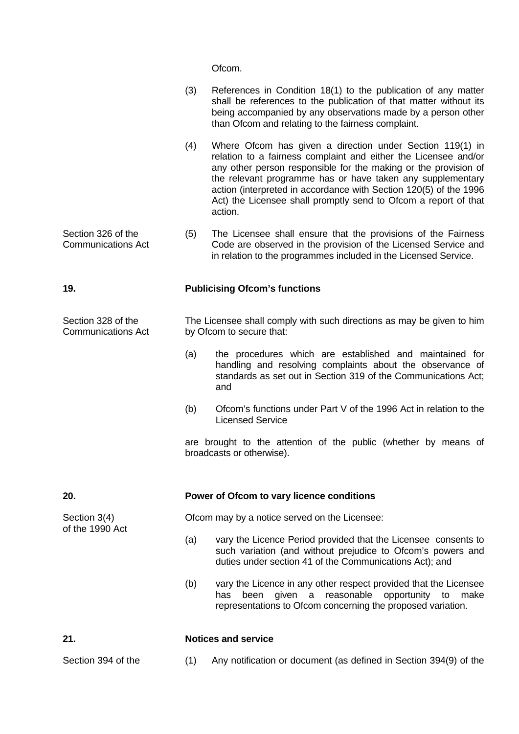Ofcom.

(3) References in Condition 18(1) to the publication of any matter shall be references to the publication of that matter without its being accompanied by any observations made by a person other than Ofcom and relating to the fairness complaint.

(4) Where Ofcom has given a direction under Section 119(1) in relation to a fairness complaint and either the Licensee and/or any other person responsible for the making or the provision of the relevant programme has or have taken any supplementary action (interpreted in accordance with Section 120(5) of the 1996 Act) the Licensee shall promptly send to Ofcom a report of that action.

Section 326 of the Communications Act

(5) The Licensee shall ensure that the provisions of the Fairness Code are observed in the provision of the Licensed Service and in relation to the programmes included in the Licensed Service.

**19. Publicising Ofcom's functions**

Section 328 of the Communications Act

The Licensee shall comply with such directions as may be given to him by Ofcom to secure that:

(a) the procedures which are established and maintained for handling and resolving complaints about the observance of standards as set out in Section 319 of the Communications Act; and

(b) Ofcom's functions under Part V of the 1996 Act in relation to the Licensed Service

are brought to the attention of the public (whether by means of broadcasts or otherwise).

**20. Power of Ofcom to vary licence conditions**

Section 3(4) of the 1990 Act

Ofcom may by a notice served on the Licensee:

(a) vary the Licence Period provided that the Licensee consents to such variation (and without prejudice to Ofcom's powers and duties under section 41 of the Communications Act); and

(b) vary the Licence in any other respect provided that the Licensee has been given a reasonable opportunity to make representations to Ofcom concerning the proposed variation.

**21. Notices and service**

Section 394 of the

(1) Any notification or document (as defined in Section 394(9) of the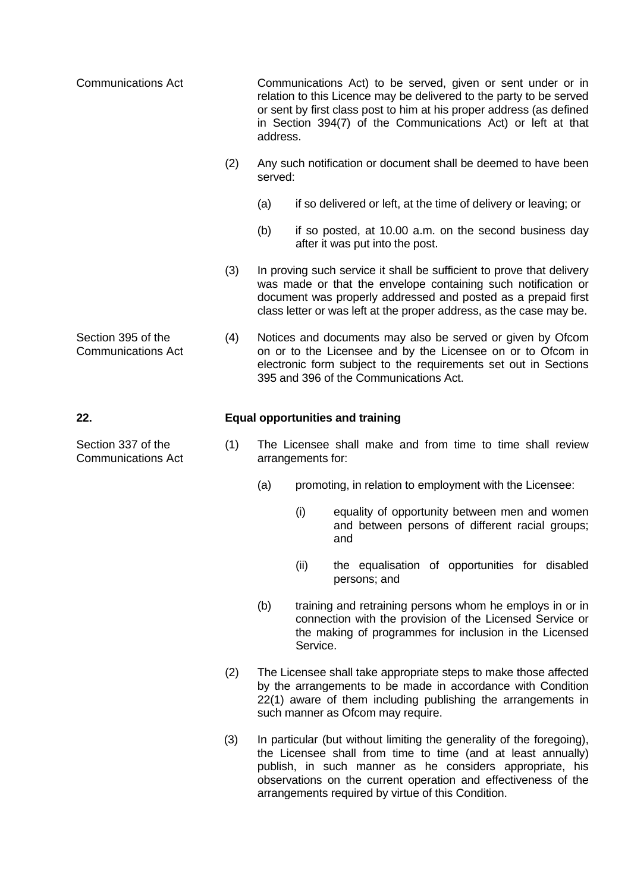Communications Act

Communications Act) to be served, given or sent under or in relation to this Licence may be delivered to the party to be served or sent by first class post to him at his proper address (as defined in Section 394(7) of the Communications Act) or left at that address.

(2) Any such notification or document shall be deemed to have been served:

(a) if so delivered or left, at the time of delivery or leaving; or

(b) if so posted, at 10.00 a.m. on the second business day after it was put into the post.

(3) In proving such service it shall be sufficient to prove that delivery was made or that the envelope containing such notification or document was properly addressed and posted as a prepaid first class letter or was left at the proper address, as the case may be.

Section 395 of the Communications Act

(4) Notices and documents may also be served or given by Ofcom on or to the Licensee and by the Licensee on or to Ofcom in electronic form subject to the requirements set out in Sections 395 and 396 of the Communications Act.

**22. Equal opportunities and training**

Section 337 of the Communications Act

(1) The Licensee shall make and from time to time shall review arrangements for:

(a) promoting, in relation to employment with the Licensee:

(i) equality of opportunity between men and women and between persons of different racial groups; and

(ii) the equalisation of opportunities for disabled persons; and

(b) training and retraining persons whom he employs in or in connection with the provision of the Licensed Service or the making of programmes for inclusion in the Licensed Service.

(2) The Licensee shall take appropriate steps to make those affected by the arrangements to be made in accordance with Condition 22(1) aware of them including publishing the arrangements in such manner as Ofcom may require.

(3) In particular (but without limiting the generality of the foregoing), the Licensee shall from time to time (and at least annually) publish, in such manner as he considers appropriate, his observations on the current operation and effectiveness of the arrangements required by virtue of this Condition.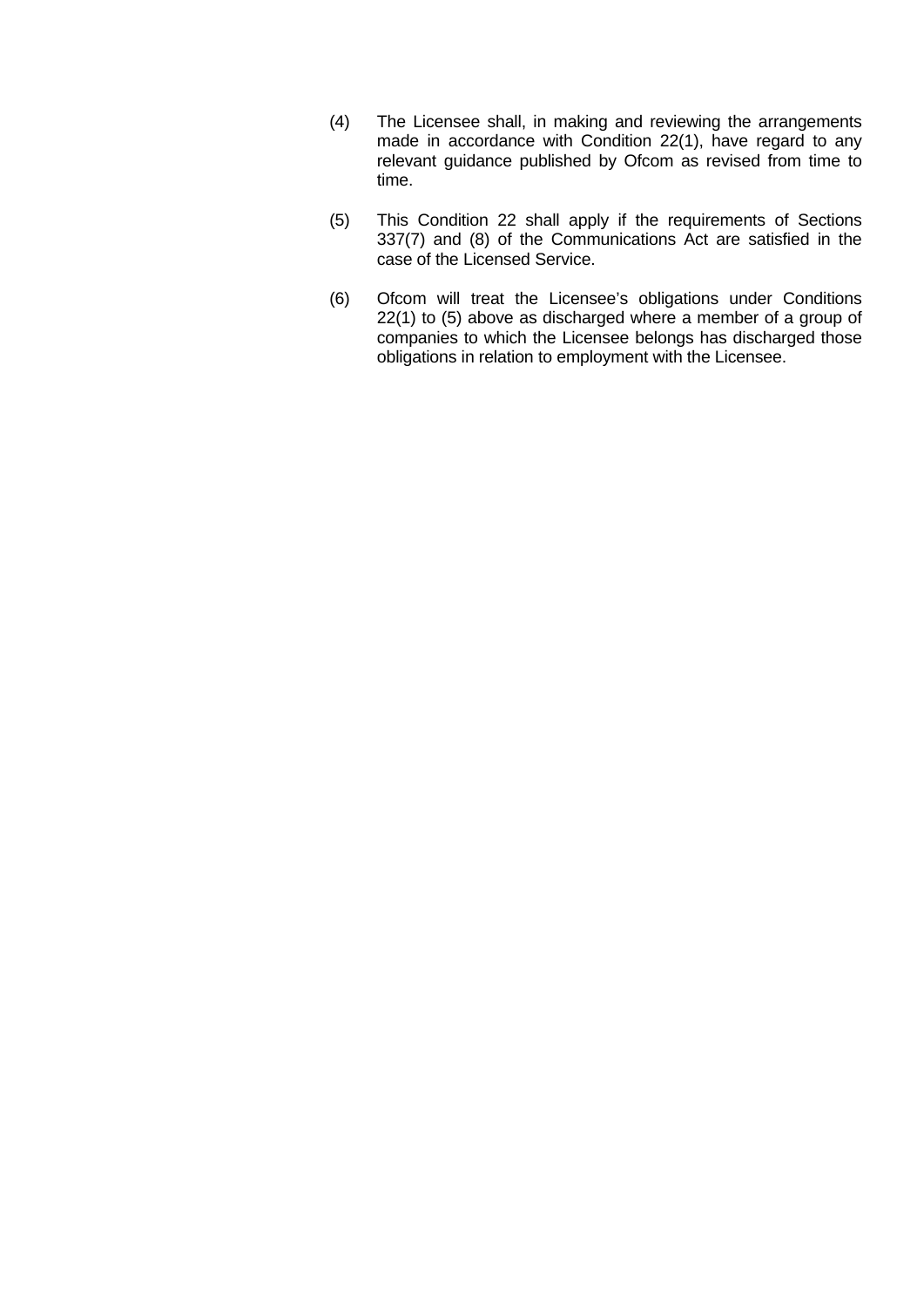(4) The Licensee shall, in making and reviewing the arrangements made in accordance with Condition 22(1), have regard to any relevant guidance published by Ofcom as revised from time to time.

(5) This Condition 22 shall apply if the requirements of Sections 337(7) and (8) of the Communications Act are satisfied in the case of the Licensed Service.

(6) Ofcom will treat the Licensee's obligations under Conditions 22(1) to (5) above as discharged where a member of a group of companies to which the Licensee belongs has discharged those obligations in relation to employment with the Licensee.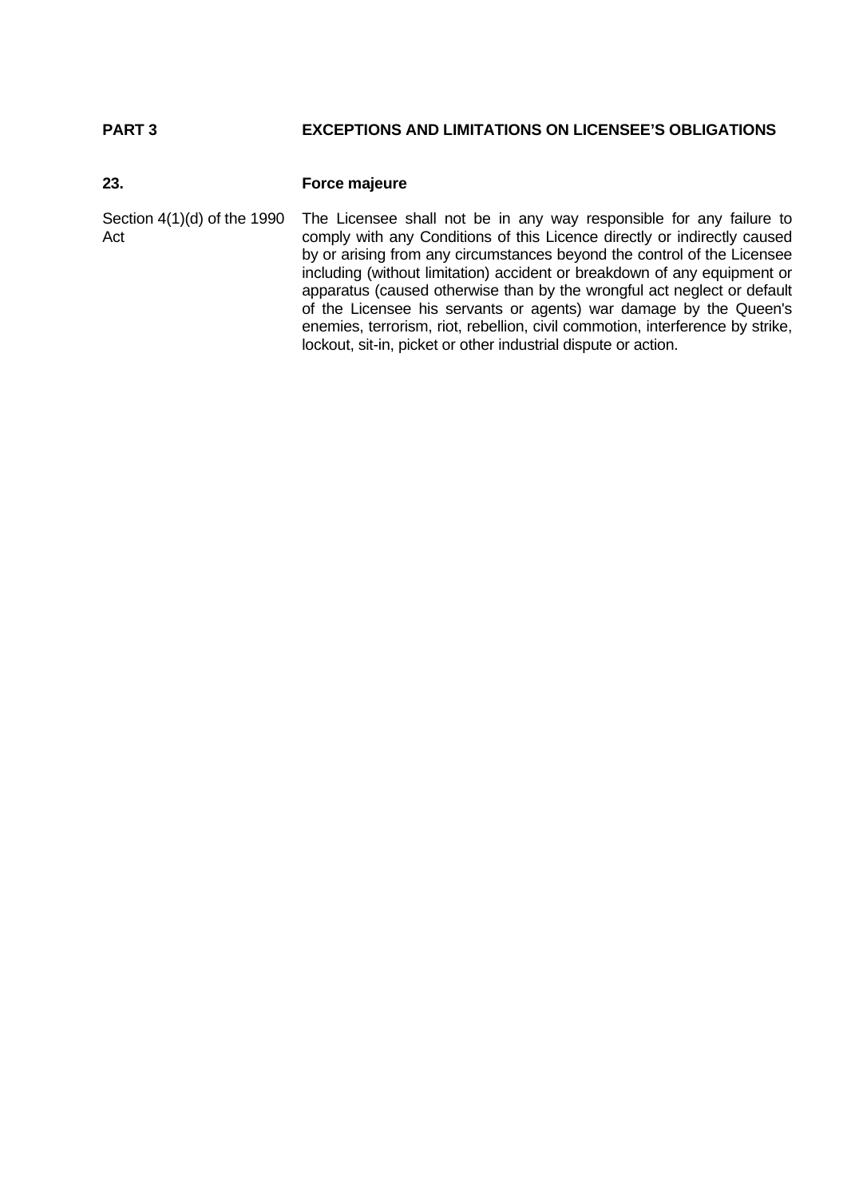## PART 3 EXCEPTIONS AND LIMITATIONS ON LICENSEE'S OBLIGATIONS

### 23. Force majeure

Section 4(1)(d) of the 1990 Act

The Licensee shall not be in any way responsible for any failure to comply with any Conditions of this Licence directly or indirectly caused by or arising from any circumstances beyond the control of the Licensee including (without limitation) accident or breakdown of any equipment or apparatus (caused otherwise than by the wrongful act neglect or default of the Licensee his servants or agents) war damage by the Queen's enemies, terrorism, riot, rebellion, civil commotion, interference by strike, lockout, sit-in, picket or other industrial dispute or action.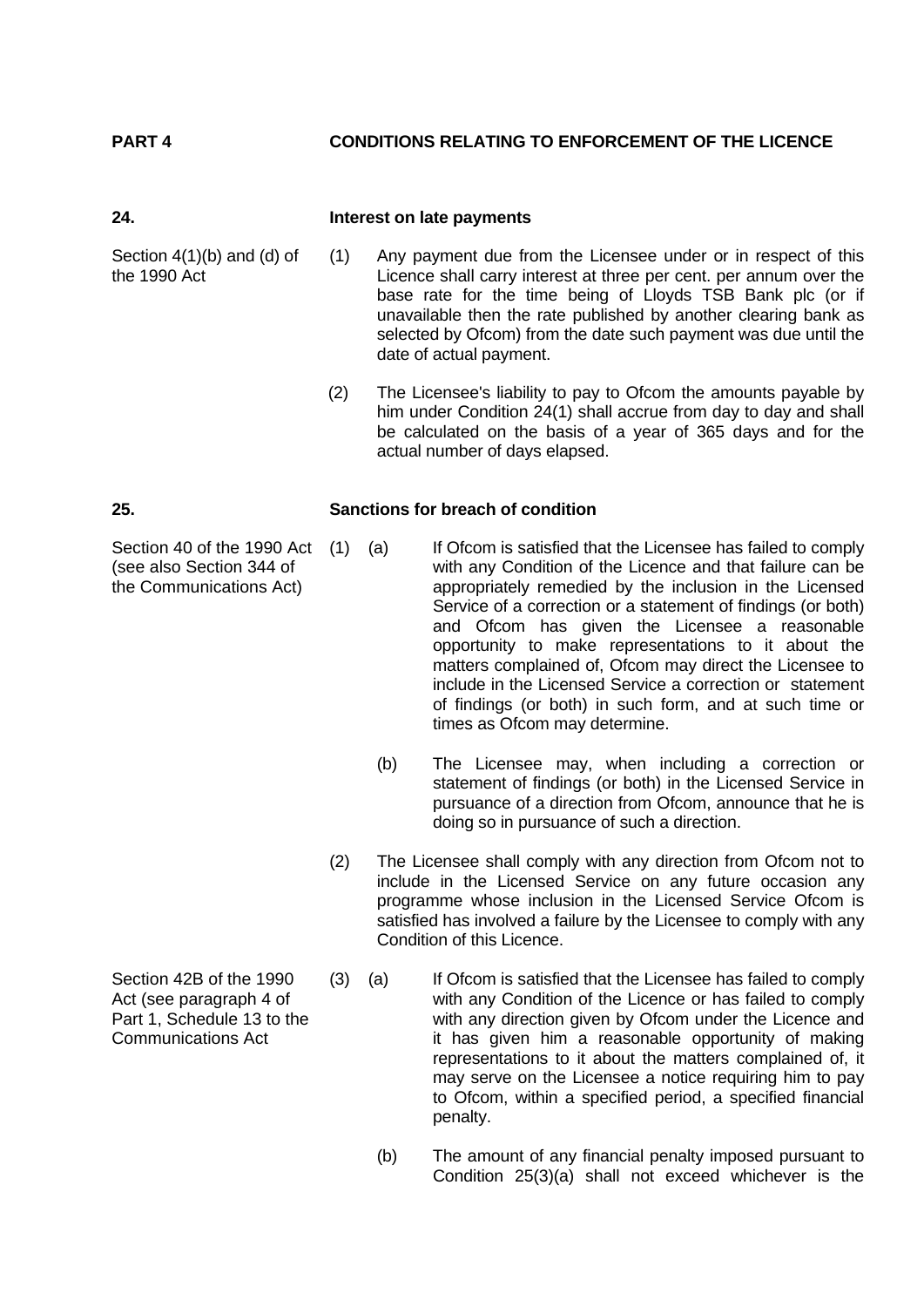## PART 4 CONDITIONS RELATING TO ENFORCEMENT OF THE LICENCE

### 24. Interest on late payments

*Section 4(1)(b) and (d) of the 1990 Act*

(1) Any payment due from the Licensee under or in respect of this Licence shall carry interest at three per cent. per annum over the base rate for the time being of Lloyds TSB Bank plc (or if unavailable then the rate published by another clearing bank as selected by Ofcom) from the date such payment was due until the date of actual payment.

(2) The Licensee's liability to pay to Ofcom the amounts payable by him under Condition 24(1) shall accrue from day to day and shall be calculated on the basis of a year of 365 days and for the actual number of days elapsed.

### 25. Sanctions for breach of condition

*Section 40 of the 1990 Act (see also Section 344 of the Communications Act)*

(1) (a) If Ofcom is satisfied that the Licensee has failed to comply with any Condition of the Licence and that failure can be appropriately remedied by the inclusion in the Licensed Service of a correction or a statement of findings (or both) and Ofcom has given the Licensee a reasonable opportunity to make representations to it about the matters complained of, Ofcom may direct the Licensee to include in the Licensed Service a correction or statement of findings (or both) in such form, and at such time or times as Ofcom may determine.

(b) The Licensee may, when including a correction or statement of findings (or both) in the Licensed Service in pursuance of a direction from Ofcom, announce that he is doing so in pursuance of such a direction.

(2) The Licensee shall comply with any direction from Ofcom not to include in the Licensed Service on any future occasion any programme whose inclusion in the Licensed Service Ofcom is satisfied has involved a failure by the Licensee to comply with any Condition of this Licence.

*Section 42B of the 1990 Act (see paragraph 4 of Part 1, Schedule 13 to the Communications Act*

(3) (a) If Ofcom is satisfied that the Licensee has failed to comply with any Condition of the Licence or has failed to comply with any direction given by Ofcom under the Licence and it has given him a reasonable opportunity of making representations to it about the matters complained of, it may serve on the Licensee a notice requiring him to pay to Ofcom, within a specified period, a specified financial penalty.

(b) The amount of any financial penalty imposed pursuant to Condition 25(3)(a) shall not exceed whichever is the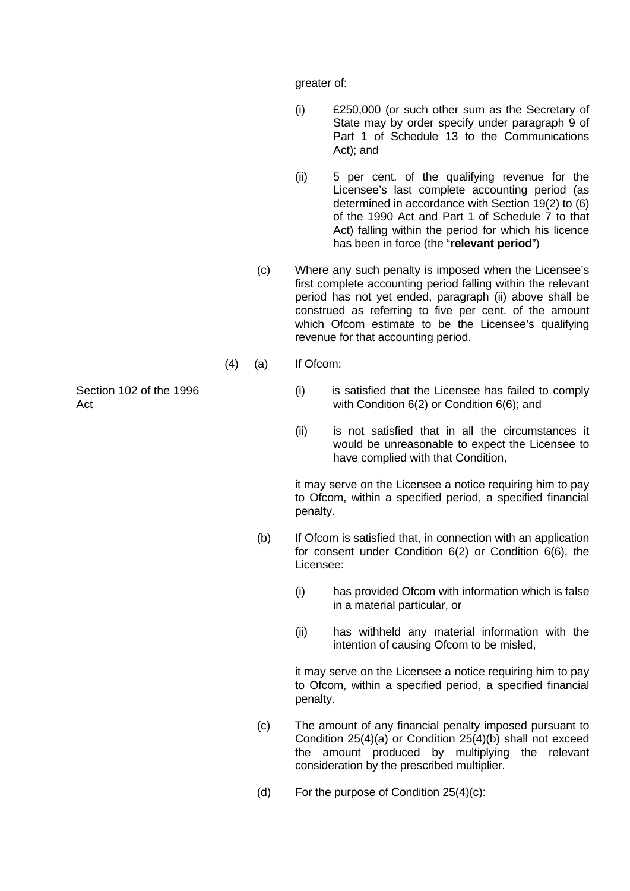greater of:

(i) £250,000 (or such other sum as the Secretary of State may by order specify under paragraph 9 of Part 1 of Schedule 13 to the Communications Act); and

(ii) 5 per cent. of the qualifying revenue for the Licensee's last complete accounting period (as determined in accordance with Section 19(2) to (6) of the 1990 Act and Part 1 of Schedule 7 to that Act) falling within the period for which his licence has been in force (the "**relevant period**")

(c) Where any such penalty is imposed when the Licensee's first complete accounting period falling within the relevant period has not yet ended, paragraph (ii) above shall be construed as referring to five per cent. of the amount which Ofcom estimate to be the Licensee's qualifying revenue for that accounting period.

(4) (a) If Ofcom:

Section 102 of the 1996 Act

(i) is satisfied that the Licensee has failed to comply with Condition 6(2) or Condition 6(6); and

(ii) is not satisfied that in all the circumstances it would be unreasonable to expect the Licensee to have complied with that Condition,

it may serve on the Licensee a notice requiring him to pay to Ofcom, within a specified period, a specified financial penalty.

(b) If Ofcom is satisfied that, in connection with an application for consent under Condition 6(2) or Condition 6(6), the Licensee:

(i) has provided Ofcom with information which is false in a material particular, or

(ii) has withheld any material information with the intention of causing Ofcom to be misled,

it may serve on the Licensee a notice requiring him to pay to Ofcom, within a specified period, a specified financial penalty.

(c) The amount of any financial penalty imposed pursuant to Condition 25(4)(a) or Condition 25(4)(b) shall not exceed the amount produced by multiplying the relevant consideration by the prescribed multiplier.

(d) For the purpose of Condition 25(4)(c):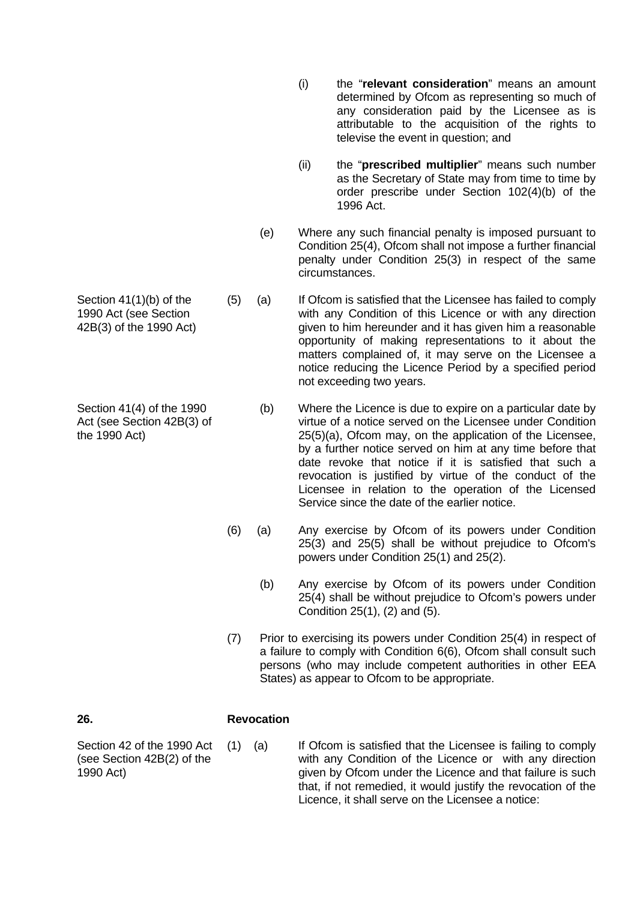(i) the "**relevant consideration**" means an amount determined by Ofcom as representing so much of any consideration paid by the Licensee as is attributable to the acquisition of the rights to televise the event in question; and

(ii) the "**prescribed multiplier**" means such number as the Secretary of State may from time to time by order prescribe under Section 102(4)(b) of the 1996 Act.

(e) Where any such financial penalty is imposed pursuant to Condition 25(4), Ofcom shall not impose a further financial penalty under Condition 25(3) in respect of the same circumstances.

*Section 41(1)(b) of the 1990 Act (see Section 42B(3) of the 1990 Act)*

(5) (a) If Ofcom is satisfied that the Licensee has failed to comply with any Condition of this Licence or with any direction given to him hereunder and it has given him a reasonable opportunity of making representations to it about the matters complained of, it may serve on the Licensee a notice reducing the Licence Period by a specified period not exceeding two years.

*Section 41(4) of the 1990 Act (see Section 42B(3) of the 1990 Act)*

(b) Where the Licence is due to expire on a particular date by virtue of a notice served on the Licensee under Condition 25(5)(a), Ofcom may, on the application of the Licensee, by a further notice served on him at any time before that date revoke that notice if it is satisfied that such a revocation is justified by virtue of the conduct of the Licensee in relation to the operation of the Licensed Service since the date of the earlier notice.

(6) (a) Any exercise by Ofcom of its powers under Condition 25(3) and 25(5) shall be without prejudice to Ofcom's powers under Condition 25(1) and 25(2).

(b) Any exercise by Ofcom of its powers under Condition 25(4) shall be without prejudice to Ofcom's powers under Condition 25(1), (2) and (5).

(7) Prior to exercising its powers under Condition 25(4) in respect of a failure to comply with Condition 6(6), Ofcom shall consult such persons (who may include competent authorities in other EEA States) as appear to Ofcom to be appropriate.

## 26. Revocation

*Section 42 of the 1990 Act (see Section 42B(2) of the 1990 Act)*

(1) (a) If Ofcom is satisfied that the Licensee is failing to comply with any Condition of the Licence or with any direction given by Ofcom under the Licence and that failure is such that, if not remedied, it would justify the revocation of the Licence, it shall serve on the Licensee a notice: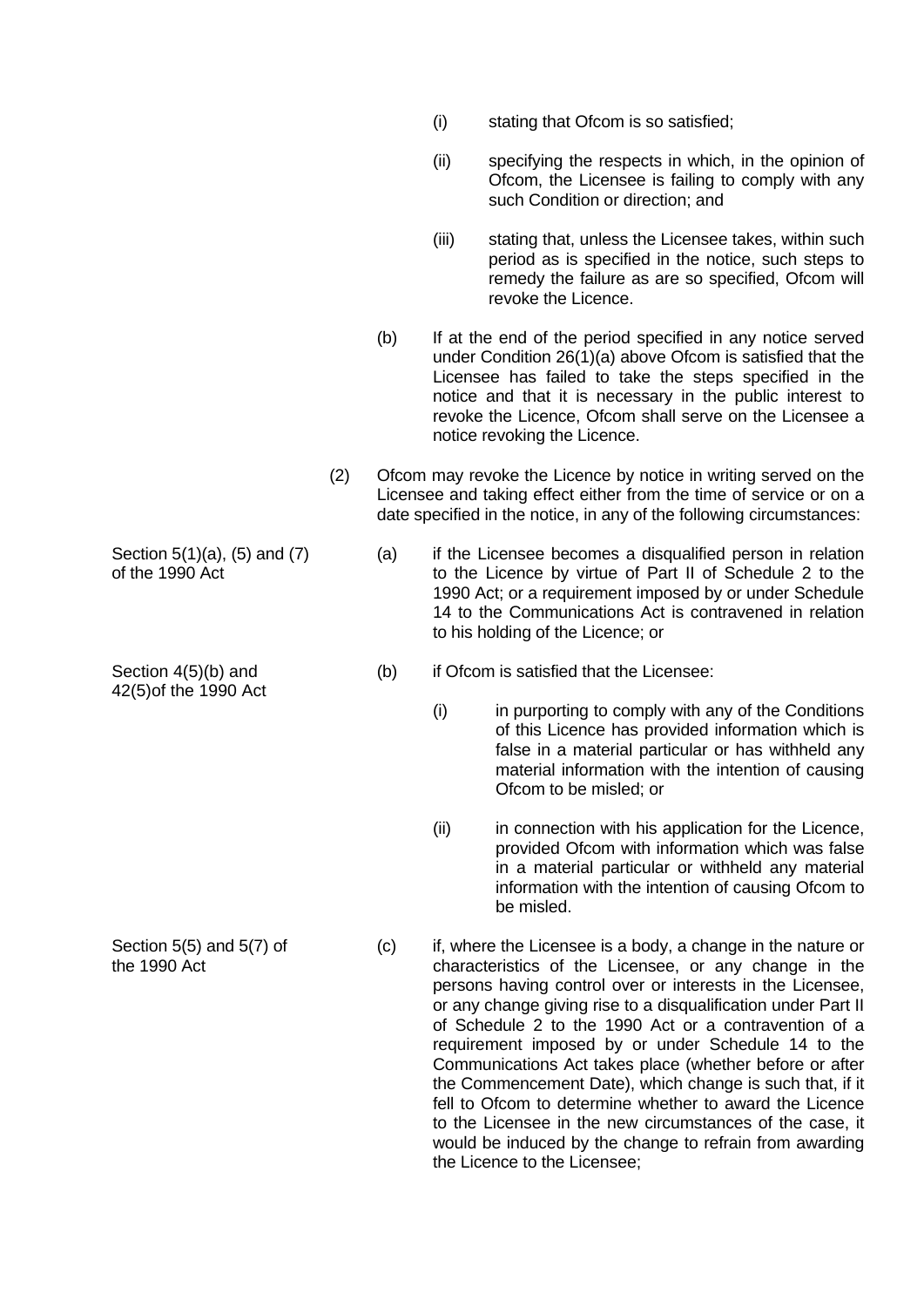(i) stating that Ofcom is so satisfied;

(ii) specifying the respects in which, in the opinion of Ofcom, the Licensee is failing to comply with any such Condition or direction; and

(iii) stating that, unless the Licensee takes, within such period as is specified in the notice, such steps to remedy the failure as are so specified, Ofcom will revoke the Licence.

(b) If at the end of the period specified in any notice served under Condition 26(1)(a) above Ofcom is satisfied that the Licensee has failed to take the steps specified in the notice and that it is necessary in the public interest to revoke the Licence, Ofcom shall serve on the Licensee a notice revoking the Licence.

(2) Ofcom may revoke the Licence by notice in writing served on the Licensee and taking effect either from the time of service or on a date specified in the notice, in any of the following circumstances:

Section 5(1)(a), (5) and (7) of the 1990 Act

(a) if the Licensee becomes a disqualified person in relation to the Licence by virtue of Part II of Schedule 2 to the 1990 Act; or a requirement imposed by or under Schedule 14 to the Communications Act is contravened in relation to his holding of the Licence; or

Section 4(5)(b) and 42(5)of the 1990 Act

(b) if Ofcom is satisfied that the Licensee:

(i) in purporting to comply with any of the Conditions of this Licence has provided information which is false in a material particular or has withheld any material information with the intention of causing Ofcom to be misled; or

(ii) in connection with his application for the Licence, provided Ofcom with information which was false in a material particular or withheld any material information with the intention of causing Ofcom to be misled.

Section 5(5) and 5(7) of the 1990 Act

(c) if, where the Licensee is a body, a change in the nature or characteristics of the Licensee, or any change in the persons having control over or interests in the Licensee, or any change giving rise to a disqualification under Part II of Schedule 2 to the 1990 Act or a contravention of a requirement imposed by or under Schedule 14 to the Communications Act takes place (whether before or after the Commencement Date), which change is such that, if it fell to Ofcom to determine whether to award the Licence to the Licensee in the new circumstances of the case, it would be induced by the change to refrain from awarding the Licence to the Licensee;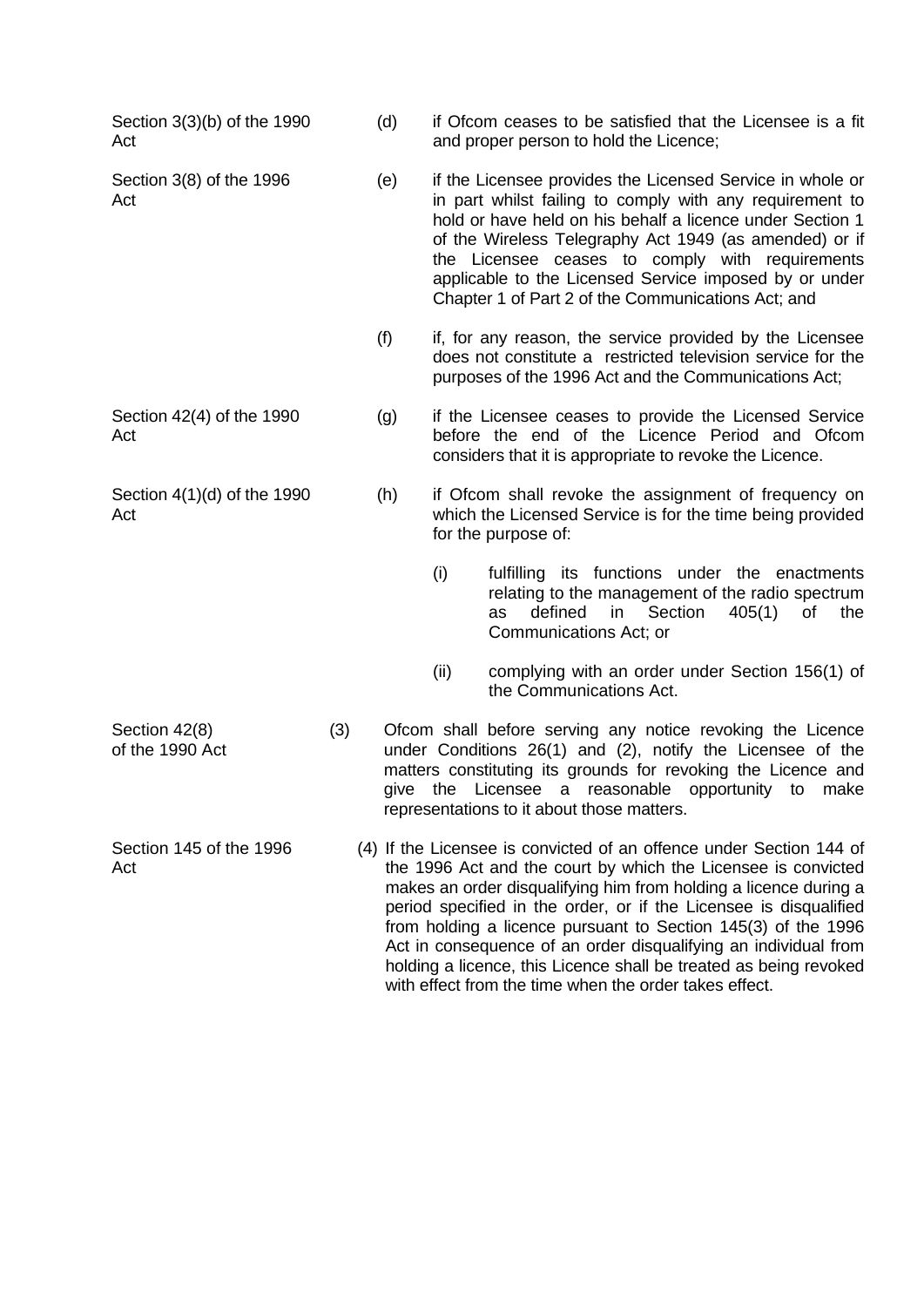Section 3(3)(b) of the 1990 Act

(d) if Ofcom ceases to be satisfied that the Licensee is a fit and proper person to hold the Licence;

Section 3(8) of the 1996 Act

(e) if the Licensee provides the Licensed Service in whole or in part whilst failing to comply with any requirement to hold or have held on his behalf a licence under Section 1 of the Wireless Telegraphy Act 1949 (as amended) or if the Licensee ceases to comply with requirements applicable to the Licensed Service imposed by or under Chapter 1 of Part 2 of the Communications Act; and

(f) if, for any reason, the service provided by the Licensee does not constitute a restricted television service for the purposes of the 1996 Act and the Communications Act;

Section 42(4) of the 1990 Act

(g) if the Licensee ceases to provide the Licensed Service before the end of the Licence Period and Ofcom considers that it is appropriate to revoke the Licence.

Section 4(1)(d) of the 1990 Act

(h) if Ofcom shall revoke the assignment of frequency on which the Licensed Service is for the time being provided for the purpose of:

   (i) fulfilling its functions under the enactments relating to the management of the radio spectrum as defined in Section 405(1) of the Communications Act; or

   (ii) complying with an order under Section 156(1) of the Communications Act.

Section 42(8) of the 1990 Act

(3) Ofcom shall before serving any notice revoking the Licence under Conditions 26(1) and (2), notify the Licensee of the matters constituting its grounds for revoking the Licence and give the Licensee a reasonable opportunity to make representations to it about those matters.

Section 145 of the 1996 Act

(4) If the Licensee is convicted of an offence under Section 144 of the 1996 Act and the court by which the Licensee is convicted makes an order disqualifying him from holding a licence during a period specified in the order, or if the Licensee is disqualified from holding a licence pursuant to Section 145(3) of the 1996 Act in consequence of an order disqualifying an individual from holding a licence, this Licence shall be treated as being revoked with effect from the time when the order takes effect.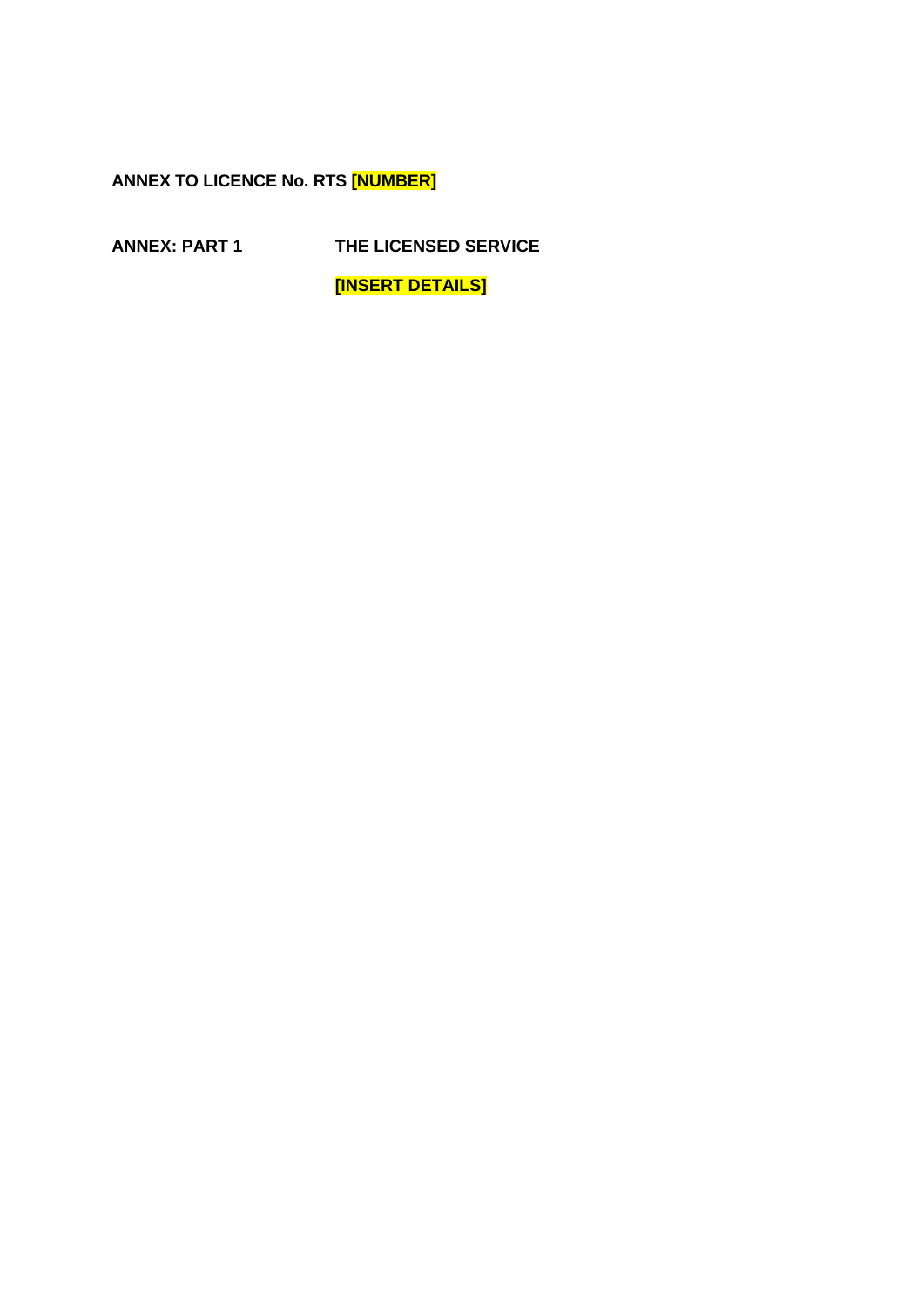**ANNEX TO LICENCE No. RTS [NUMBER]**

**ANNEX: PART 1** **THE LICENSED SERVICE**

**[INSERT DETAILS]**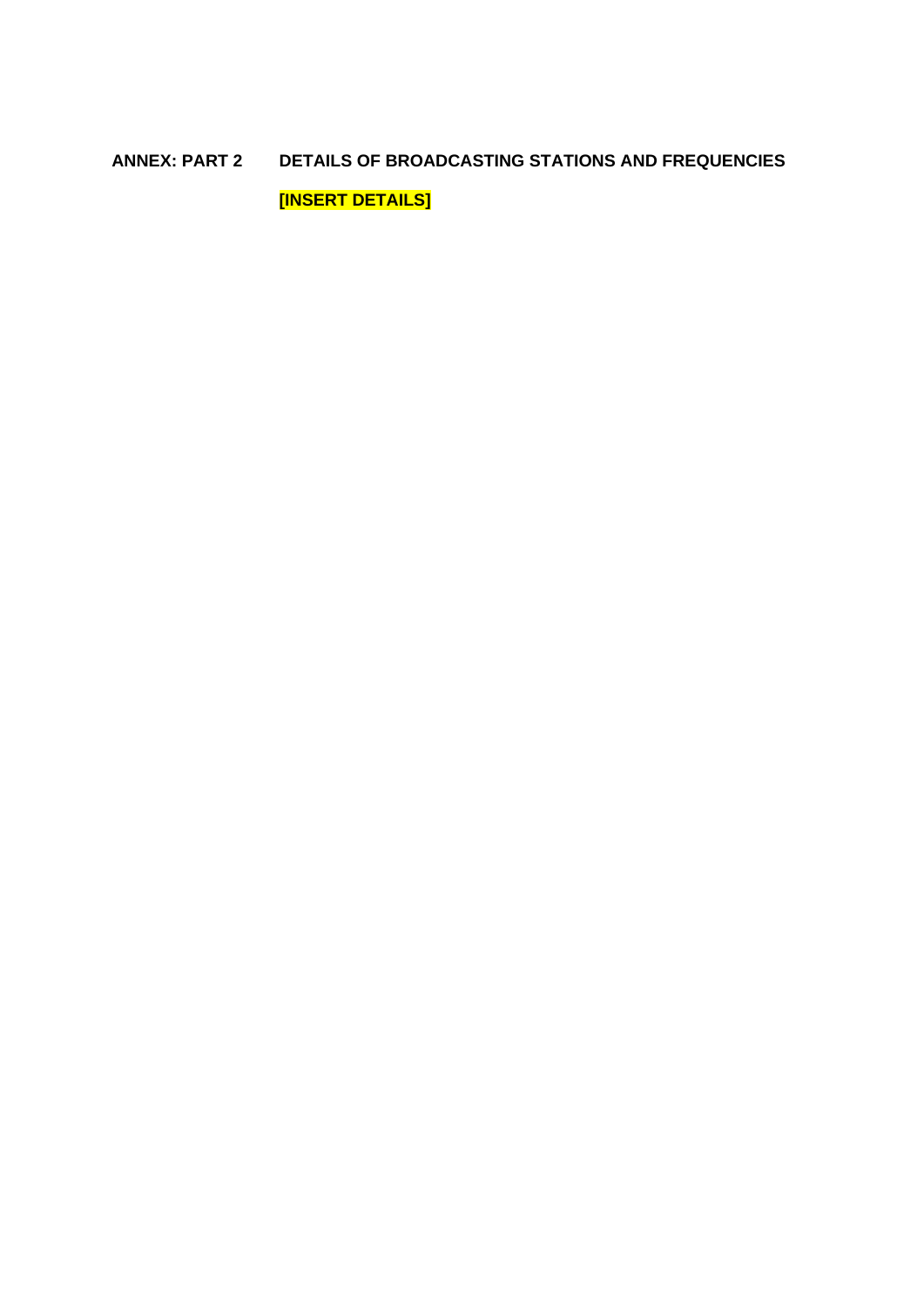**ANNEX: PART 2 DETAILS OF BROADCASTING STATIONS AND FREQUENCIES**

**[INSERT DETAILS]**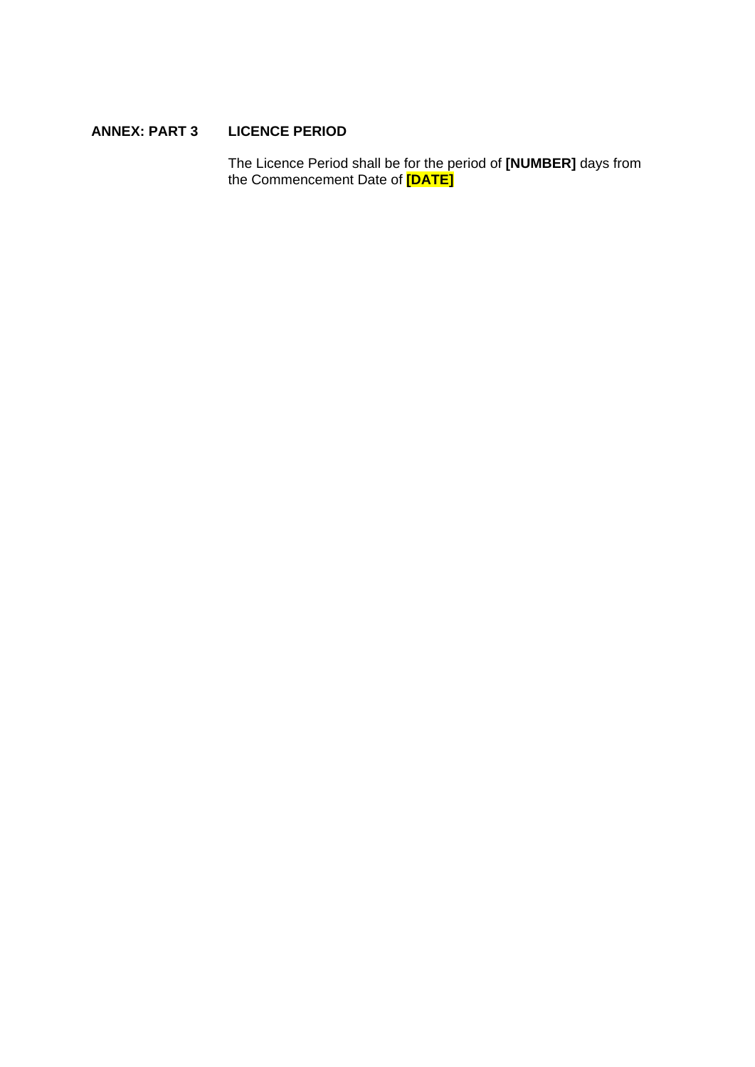## ANNEX: PART 3 LICENCE PERIOD

The Licence Period shall be for the period of **[NUMBER]** days from the Commencement Date of **[DATE]**